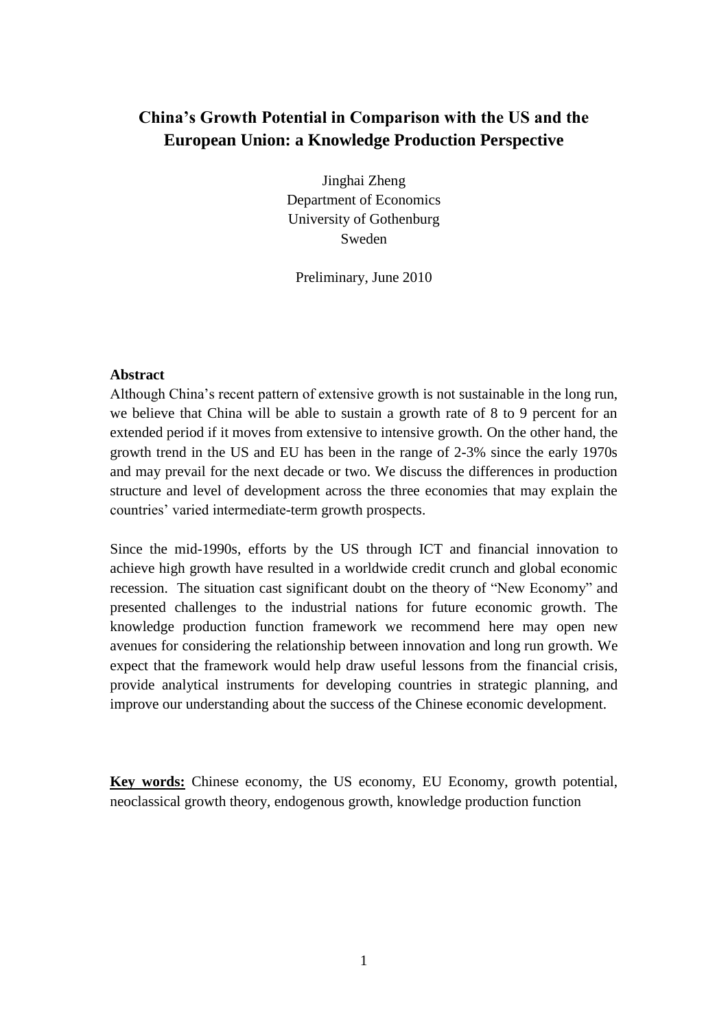# China's Growth Potential in Comparison with the US and the European Union: a Knowledge Production Perspective

Jinghai Zheng
Department of Economics
University of Gothenburg
Sweden

Preliminary, June 2010

**Abstract**

Although China's recent pattern of extensive growth is not sustainable in the long run, we believe that China will be able to sustain a growth rate of 8 to 9 percent for an extended period if it moves from extensive to intensive growth. On the other hand, the growth trend in the US and EU has been in the range of 2-3% since the early 1970s and may prevail for the next decade or two. We discuss the differences in production structure and level of development across the three economies that may explain the countries' varied intermediate-term growth prospects.

Since the mid-1990s, efforts by the US through ICT and financial innovation to achieve high growth have resulted in a worldwide credit crunch and global economic recession. The situation cast significant doubt on the theory of "New Economy" and presented challenges to the industrial nations for future economic growth. The knowledge production function framework we recommend here may open new avenues for considering the relationship between innovation and long run growth. We expect that the framework would help draw useful lessons from the financial crisis, provide analytical instruments for developing countries in strategic planning, and improve our understanding about the success of the Chinese economic development.

**Key words:** Chinese economy, the US economy, EU Economy, growth potential, neoclassical growth theory, endogenous growth, knowledge production function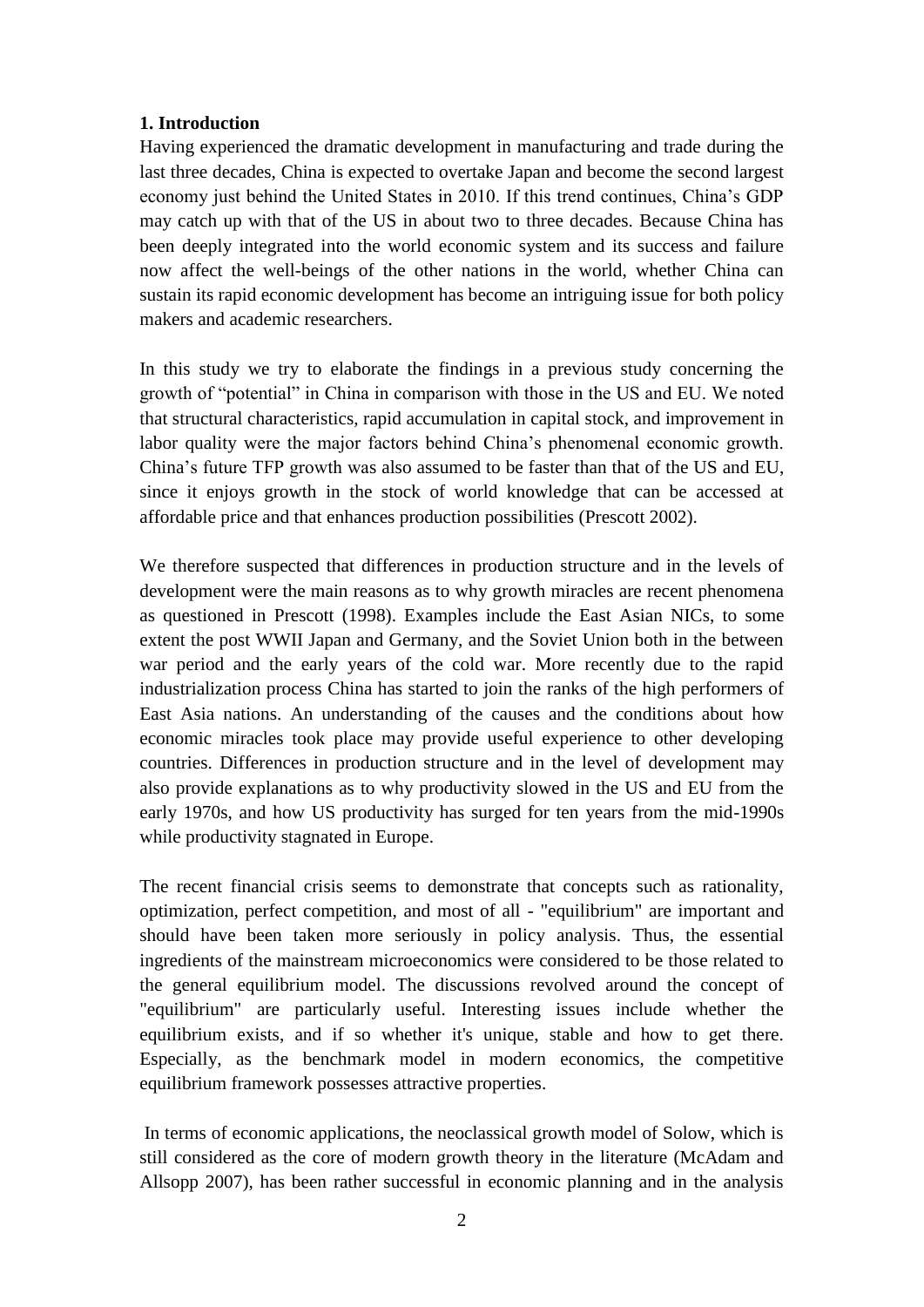## 1. Introduction

Having experienced the dramatic development in manufacturing and trade during the last three decades, China is expected to overtake Japan and become the second largest economy just behind the United States in 2010. If this trend continues, China's GDP may catch up with that of the US in about two to three decades. Because China has been deeply integrated into the world economic system and its success and failure now affect the well-beings of the other nations in the world, whether China can sustain its rapid economic development has become an intriguing issue for both policy makers and academic researchers.

In this study we try to elaborate the findings in a previous study concerning the growth of "potential" in China in comparison with those in the US and EU. We noted that structural characteristics, rapid accumulation in capital stock, and improvement in labor quality were the major factors behind China's phenomenal economic growth. China's future TFP growth was also assumed to be faster than that of the US and EU, since it enjoys growth in the stock of world knowledge that can be accessed at affordable price and that enhances production possibilities (Prescott 2002).

We therefore suspected that differences in production structure and in the levels of development were the main reasons as to why growth miracles are recent phenomena as questioned in Prescott (1998). Examples include the East Asian NICs, to some extent the post WWII Japan and Germany, and the Soviet Union both in the between war period and the early years of the cold war. More recently due to the rapid industrialization process China has started to join the ranks of the high performers of East Asia nations. An understanding of the causes and the conditions about how economic miracles took place may provide useful experience to other developing countries. Differences in production structure and in the level of development may also provide explanations as to why productivity slowed in the US and EU from the early 1970s, and how US productivity has surged for ten years from the mid-1990s while productivity stagnated in Europe.

The recent financial crisis seems to demonstrate that concepts such as rationality, optimization, perfect competition, and most of all - "equilibrium" are important and should have been taken more seriously in policy analysis. Thus, the essential ingredients of the mainstream microeconomics were considered to be those related to the general equilibrium model. The discussions revolved around the concept of "equilibrium" are particularly useful. Interesting issues include whether the equilibrium exists, and if so whether it's unique, stable and how to get there. Especially, as the benchmark model in modern economics, the competitive equilibrium framework possesses attractive properties.

In terms of economic applications, the neoclassical growth model of Solow, which is still considered as the core of modern growth theory in the literature (McAdam and Allsopp 2007), has been rather successful in economic planning and in the analysis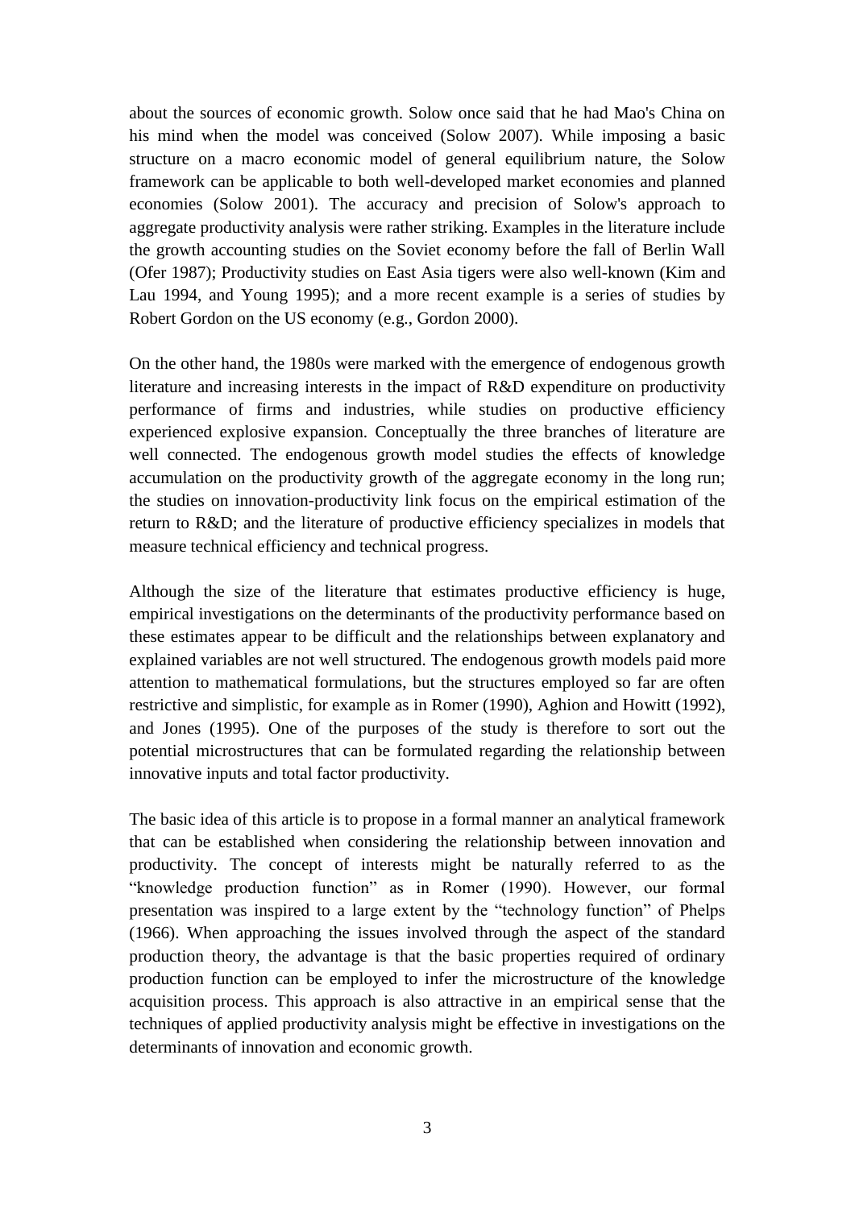about the sources of economic growth. Solow once said that he had Mao's China on his mind when the model was conceived (Solow 2007). While imposing a basic structure on a macro economic model of general equilibrium nature, the Solow framework can be applicable to both well-developed market economies and planned economies (Solow 2001). The accuracy and precision of Solow's approach to aggregate productivity analysis were rather striking. Examples in the literature include the growth accounting studies on the Soviet economy before the fall of Berlin Wall (Ofer 1987); Productivity studies on East Asia tigers were also well-known (Kim and Lau 1994, and Young 1995); and a more recent example is a series of studies by Robert Gordon on the US economy (e.g., Gordon 2000).

On the other hand, the 1980s were marked with the emergence of endogenous growth literature and increasing interests in the impact of R&D expenditure on productivity performance of firms and industries, while studies on productive efficiency experienced explosive expansion. Conceptually the three branches of literature are well connected. The endogenous growth model studies the effects of knowledge accumulation on the productivity growth of the aggregate economy in the long run; the studies on innovation-productivity link focus on the empirical estimation of the return to R&D; and the literature of productive efficiency specializes in models that measure technical efficiency and technical progress.

Although the size of the literature that estimates productive efficiency is huge, empirical investigations on the determinants of the productivity performance based on these estimates appear to be difficult and the relationships between explanatory and explained variables are not well structured. The endogenous growth models paid more attention to mathematical formulations, but the structures employed so far are often restrictive and simplistic, for example as in Romer (1990), Aghion and Howitt (1992), and Jones (1995). One of the purposes of the study is therefore to sort out the potential microstructures that can be formulated regarding the relationship between innovative inputs and total factor productivity.

The basic idea of this article is to propose in a formal manner an analytical framework that can be established when considering the relationship between innovation and productivity. The concept of interests might be naturally referred to as the "knowledge production function" as in Romer (1990). However, our formal presentation was inspired to a large extent by the "technology function" of Phelps (1966). When approaching the issues involved through the aspect of the standard production theory, the advantage is that the basic properties required of ordinary production function can be employed to infer the microstructure of the knowledge acquisition process. This approach is also attractive in an empirical sense that the techniques of applied productivity analysis might be effective in investigations on the determinants of innovation and economic growth.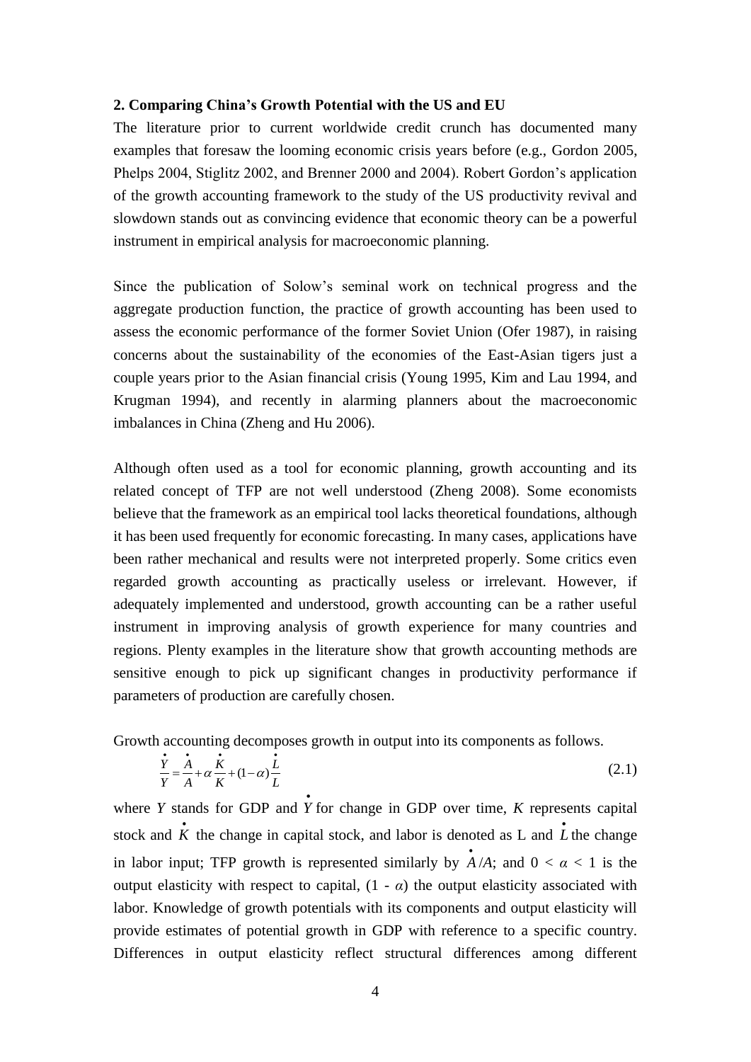**2. Comparing China's Growth Potential with the US and EU**

The literature prior to current worldwide credit crunch has documented many examples that foresaw the looming economic crisis years before (e.g., Gordon 2005, Phelps 2004, Stiglitz 2002, and Brenner 2000 and 2004). Robert Gordon's application of the growth accounting framework to the study of the US productivity revival and slowdown stands out as convincing evidence that economic theory can be a powerful instrument in empirical analysis for macroeconomic planning.

Since the publication of Solow's seminal work on technical progress and the aggregate production function, the practice of growth accounting has been used to assess the economic performance of the former Soviet Union (Ofer 1987), in raising concerns about the sustainability of the economies of the East-Asian tigers just a couple years prior to the Asian financial crisis (Young 1995, Kim and Lau 1994, and Krugman 1994), and recently in alarming planners about the macroeconomic imbalances in China (Zheng and Hu 2006).

Although often used as a tool for economic planning, growth accounting and its related concept of TFP are not well understood (Zheng 2008). Some economists believe that the framework as an empirical tool lacks theoretical foundations, although it has been used frequently for economic forecasting. In many cases, applications have been rather mechanical and results were not interpreted properly. Some critics even regarded growth accounting as practically useless or irrelevant. However, if adequately implemented and understood, growth accounting can be a rather useful instrument in improving analysis of growth experience for many countries and regions. Plenty examples in the literature show that growth accounting methods are sensitive enough to pick up significant changes in productivity performance if parameters of production are carefully chosen.

Growth accounting decomposes growth in output into its components as follows.

$$\frac{\dot{Y}}{Y} = \frac{\dot{A}}{A} + \alpha\frac{\dot{K}}{K} + (1-\alpha)\frac{\dot{L}}{L} \tag{2.1}$$

where $Y$ stands for GDP and $\dot{Y}$ for change in GDP over time, $K$ represents capital stock and $\dot{K}$ the change in capital stock, and labor is denoted as L and $\dot{L}$ the change in labor input; TFP growth is represented similarly by $\dot{A}/A$; and $0 < \alpha < 1$ is the output elasticity with respect to capital, $(1 - \alpha)$ the output elasticity associated with labor. Knowledge of growth potentials with its components and output elasticity will provide estimates of potential growth in GDP with reference to a specific country. Differences in output elasticity reflect structural differences among different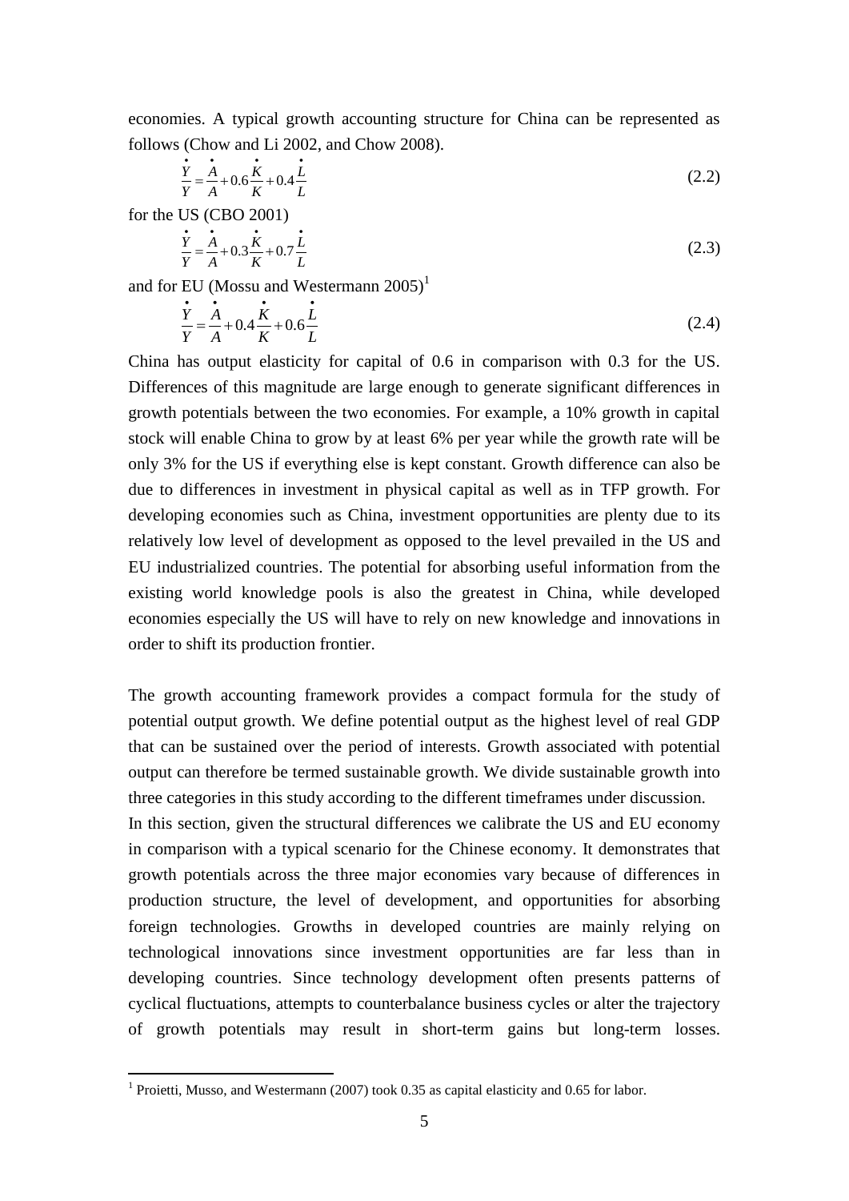economies. A typical growth accounting structure for China can be represented as follows (Chow and Li 2002, and Chow 2008).

$$\frac{\dot{Y}}{Y} = \frac{\dot{A}}{A} + 0.6\frac{\dot{K}}{K} + 0.4\frac{\dot{L}}{L} \tag{2.2}$$

for the US (CBO 2001)

$$\frac{\dot{Y}}{Y} = \frac{\dot{A}}{A} + 0.3\frac{\dot{K}}{K} + 0.7\frac{\dot{L}}{L} \tag{2.3}$$

and for EU (Mossu and Westermann 2005)[1]

$$\frac{\dot{Y}}{Y} = \frac{\dot{A}}{A} + 0.4\frac{\dot{K}}{K} + 0.6\frac{\dot{L}}{L} \tag{2.4}$$

China has output elasticity for capital of 0.6 in comparison with 0.3 for the US. Differences of this magnitude are large enough to generate significant differences in growth potentials between the two economies. For example, a 10% growth in capital stock will enable China to grow by at least 6% per year while the growth rate will be only 3% for the US if everything else is kept constant. Growth difference can also be due to differences in investment in physical capital as well as in TFP growth. For developing economies such as China, investment opportunities are plenty due to its relatively low level of development as opposed to the level prevailed in the US and EU industrialized countries. The potential for absorbing useful information from the existing world knowledge pools is also the greatest in China, while developed economies especially the US will have to rely on new knowledge and innovations in order to shift its production frontier.

The growth accounting framework provides a compact formula for the study of potential output growth. We define potential output as the highest level of real GDP that can be sustained over the period of interests. Growth associated with potential output can therefore be termed sustainable growth. We divide sustainable growth into three categories in this study according to the different timeframes under discussion.

In this section, given the structural differences we calibrate the US and EU economy in comparison with a typical scenario for the Chinese economy. It demonstrates that growth potentials across the three major economies vary because of differences in production structure, the level of development, and opportunities for absorbing foreign technologies. Growths in developed countries are mainly relying on technological innovations since investment opportunities are far less than in developing countries. Since technology development often presents patterns of cyclical fluctuations, attempts to counterbalance business cycles or alter the trajectory of growth potentials may result in short-term gains but long-term losses.

[1] Proietti, Musso, and Westermann (2007) took 0.35 as capital elasticity and 0.65 for labor.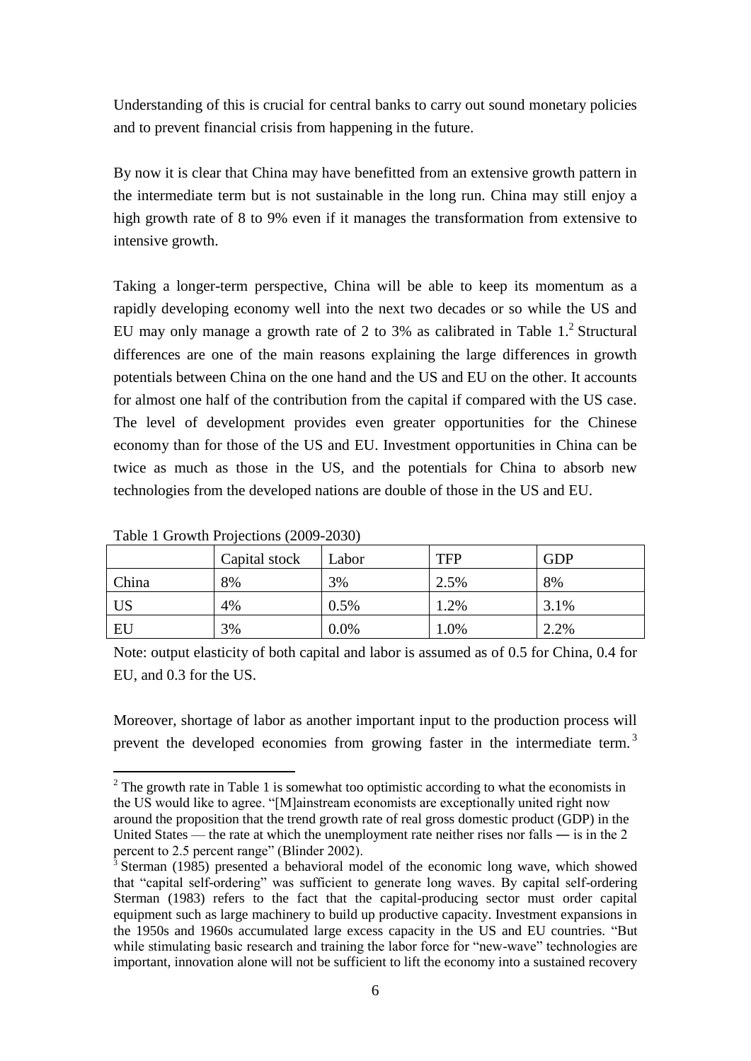Understanding of this is crucial for central banks to carry out sound monetary policies and to prevent financial crisis from happening in the future.

By now it is clear that China may have benefitted from an extensive growth pattern in the intermediate term but is not sustainable in the long run. China may still enjoy a high growth rate of 8 to 9% even if it manages the transformation from extensive to intensive growth.

Taking a longer-term perspective, China will be able to keep its momentum as a rapidly developing economy well into the next two decades or so while the US and EU may only manage a growth rate of 2 to 3% as calibrated in Table 1.[2] Structural differences are one of the main reasons explaining the large differences in growth potentials between China on the one hand and the US and EU on the other. It accounts for almost one half of the contribution from the capital if compared with the US case. The level of development provides even greater opportunities for the Chinese economy than for those of the US and EU. Investment opportunities in China can be twice as much as those in the US, and the potentials for China to absorb new technologies from the developed nations are double of those in the US and EU.

Table 1 Growth Projections (2009-2030)

| | Capital stock | Labor | TFP | GDP |
|---|---|---|---|---|
| China | 8% | 3% | 2.5% | 8% |
| US | 4% | 0.5% | 1.2% | 3.1% |
| EU | 3% | 0.0% | 1.0% | 2.2% |

Note: output elasticity of both capital and labor is assumed as of 0.5 for China, 0.4 for EU, and 0.3 for the US.

Moreover, shortage of labor as another important input to the production process will prevent the developed economies from growing faster in the intermediate term.[3]

---

[2] The growth rate in Table 1 is somewhat too optimistic according to what the economists in the US would like to agree. "[M]ainstream economists are exceptionally united right now around the proposition that the trend growth rate of real gross domestic product (GDP) in the United States — the rate at which the unemployment rate neither rises nor falls — is in the 2 percent to 2.5 percent range" (Blinder 2002).

[3] Sterman (1985) presented a behavioral model of the economic long wave, which showed that "capital self-ordering" was sufficient to generate long waves. By capital self-ordering Sterman (1983) refers to the fact that the capital-producing sector must order capital equipment such as large machinery to build up productive capacity. Investment expansions in the 1950s and 1960s accumulated large excess capacity in the US and EU countries. "But while stimulating basic research and training the labor force for "new-wave" technologies are important, innovation alone will not be sufficient to lift the economy into a sustained recovery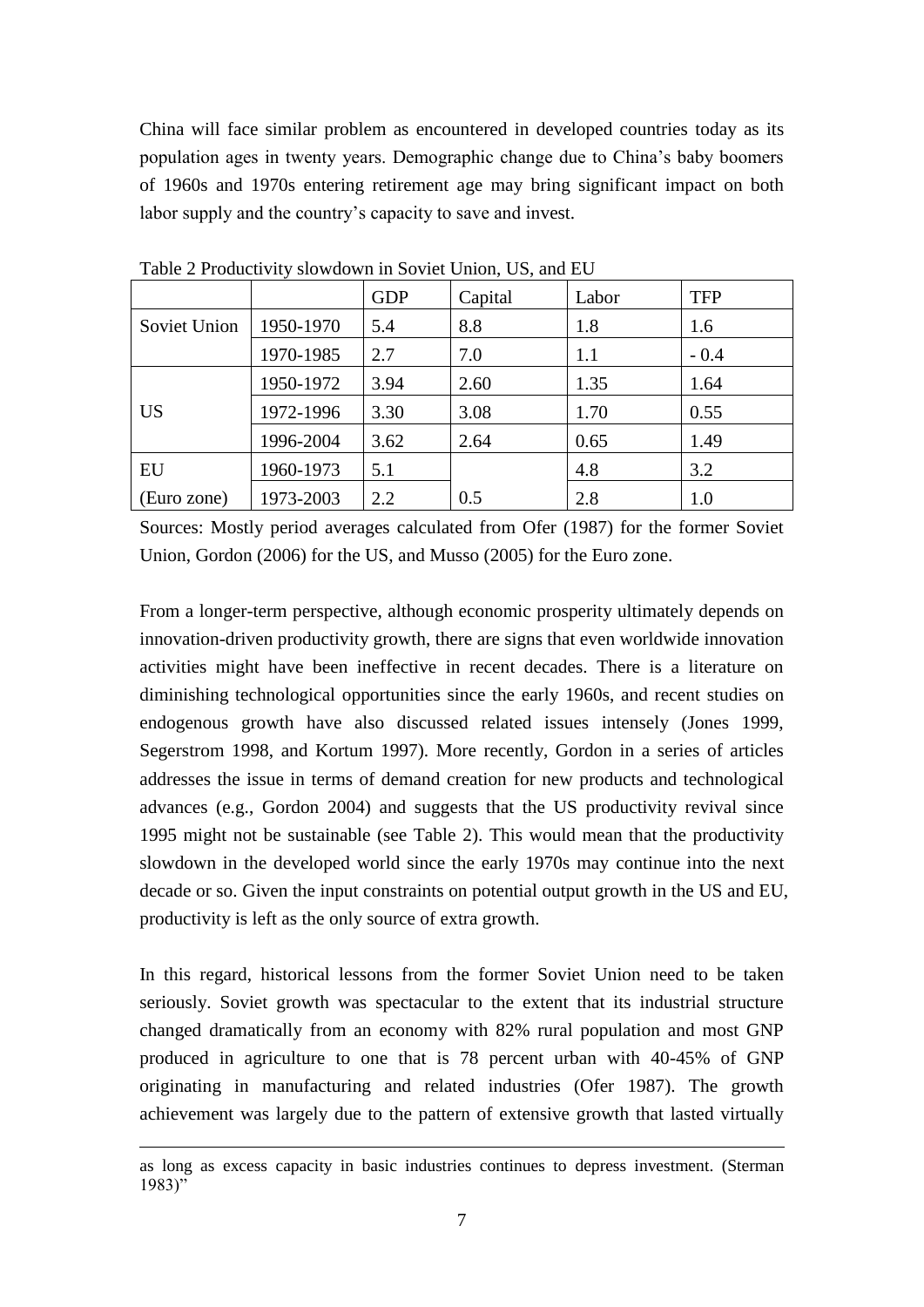China will face similar problem as encountered in developed countries today as its population ages in twenty years. Demographic change due to China's baby boomers of 1960s and 1970s entering retirement age may bring significant impact on both labor supply and the country's capacity to save and invest.

Table 2 Productivity slowdown in Soviet Union, US, and EU

| | | GDP | Capital | Labor | TFP |
|---|---|---|---|---|---|
| Soviet Union | 1950-1970 | 5.4 | 8.8 | 1.8 | 1.6 |
| | 1970-1985 | 2.7 | 7.0 | 1.1 | - 0.4 |
| US | 1950-1972 | 3.94 | 2.60 | 1.35 | 1.64 |
| | 1972-1996 | 3.30 | 3.08 | 1.70 | 0.55 |
| | 1996-2004 | 3.62 | 2.64 | 0.65 | 1.49 |
| EU (Euro zone) | 1960-1973 | 5.1 | 0.5 | 4.8 | 3.2 |
| | 1973-2003 | 2.2 | | 2.8 | 1.0 |

Sources: Mostly period averages calculated from Ofer (1987) for the former Soviet Union, Gordon (2006) for the US, and Musso (2005) for the Euro zone.

From a longer-term perspective, although economic prosperity ultimately depends on innovation-driven productivity growth, there are signs that even worldwide innovation activities might have been ineffective in recent decades. There is a literature on diminishing technological opportunities since the early 1960s, and recent studies on endogenous growth have also discussed related issues intensely (Jones 1999, Segerstrom 1998, and Kortum 1997). More recently, Gordon in a series of articles addresses the issue in terms of demand creation for new products and technological advances (e.g., Gordon 2004) and suggests that the US productivity revival since 1995 might not be sustainable (see Table 2). This would mean that the productivity slowdown in the developed world since the early 1970s may continue into the next decade or so. Given the input constraints on potential output growth in the US and EU, productivity is left as the only source of extra growth.

In this regard, historical lessons from the former Soviet Union need to be taken seriously. Soviet growth was spectacular to the extent that its industrial structure changed dramatically from an economy with 82% rural population and most GNP produced in agriculture to one that is 78 percent urban with 40-45% of GNP originating in manufacturing and related industries (Ofer 1987). The growth achievement was largely due to the pattern of extensive growth that lasted virtually

as long as excess capacity in basic industries continues to depress investment. (Sterman 1983)"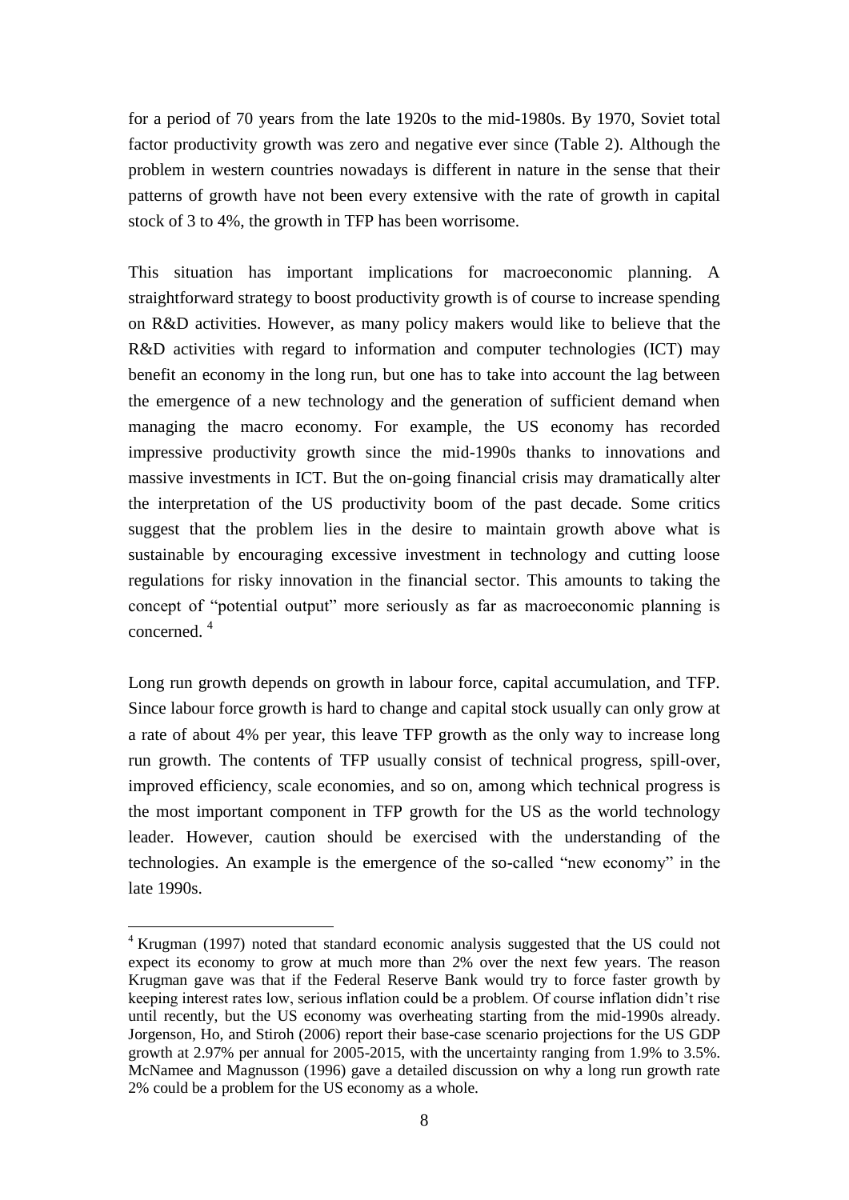for a period of 70 years from the late 1920s to the mid-1980s. By 1970, Soviet total factor productivity growth was zero and negative ever since (Table 2). Although the problem in western countries nowadays is different in nature in the sense that their patterns of growth have not been every extensive with the rate of growth in capital stock of 3 to 4%, the growth in TFP has been worrisome.

This situation has important implications for macroeconomic planning. A straightforward strategy to boost productivity growth is of course to increase spending on R&D activities. However, as many policy makers would like to believe that the R&D activities with regard to information and computer technologies (ICT) may benefit an economy in the long run, but one has to take into account the lag between the emergence of a new technology and the generation of sufficient demand when managing the macro economy. For example, the US economy has recorded impressive productivity growth since the mid-1990s thanks to innovations and massive investments in ICT. But the on-going financial crisis may dramatically alter the interpretation of the US productivity boom of the past decade. Some critics suggest that the problem lies in the desire to maintain growth above what is sustainable by encouraging excessive investment in technology and cutting loose regulations for risky innovation in the financial sector. This amounts to taking the concept of "potential output" more seriously as far as macroeconomic planning is concerned. [4]

Long run growth depends on growth in labour force, capital accumulation, and TFP. Since labour force growth is hard to change and capital stock usually can only grow at a rate of about 4% per year, this leave TFP growth as the only way to increase long run growth. The contents of TFP usually consist of technical progress, spill-over, improved efficiency, scale economies, and so on, among which technical progress is the most important component in TFP growth for the US as the world technology leader. However, caution should be exercised with the understanding of the technologies. An example is the emergence of the so-called "new economy" in the late 1990s.

[4] Krugman (1997) noted that standard economic analysis suggested that the US could not expect its economy to grow at much more than 2% over the next few years. The reason Krugman gave was that if the Federal Reserve Bank would try to force faster growth by keeping interest rates low, serious inflation could be a problem. Of course inflation didn't rise until recently, but the US economy was overheating starting from the mid-1990s already. Jorgenson, Ho, and Stiroh (2006) report their base-case scenario projections for the US GDP growth at 2.97% per annual for 2005-2015, with the uncertainty ranging from 1.9% to 3.5%. McNamee and Magnusson (1996) gave a detailed discussion on why a long run growth rate 2% could be a problem for the US economy as a whole.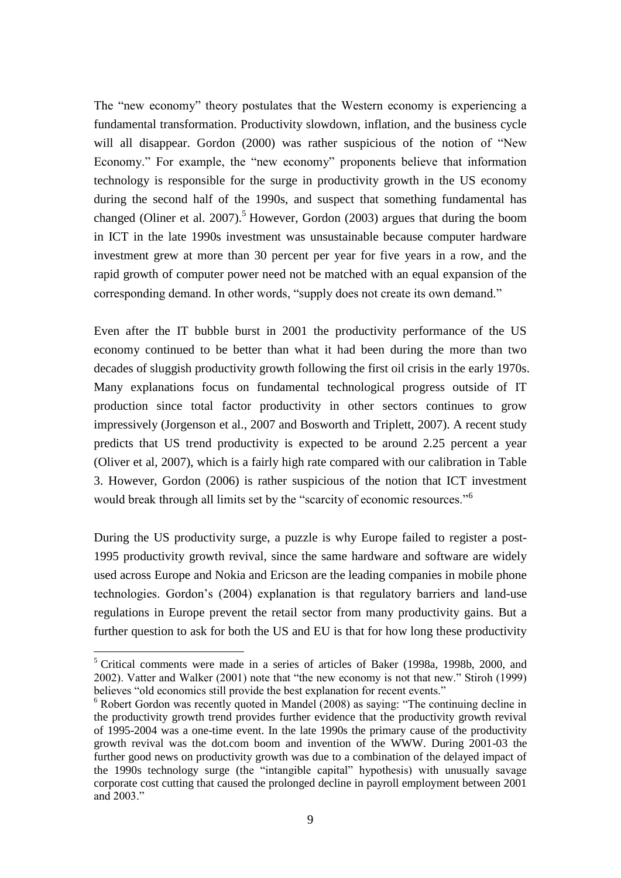The "new economy" theory postulates that the Western economy is experiencing a fundamental transformation. Productivity slowdown, inflation, and the business cycle will all disappear. Gordon (2000) was rather suspicious of the notion of "New Economy." For example, the "new economy" proponents believe that information technology is responsible for the surge in productivity growth in the US economy during the second half of the 1990s, and suspect that something fundamental has changed (Oliner et al. 2007).[5] However, Gordon (2003) argues that during the boom in ICT in the late 1990s investment was unsustainable because computer hardware investment grew at more than 30 percent per year for five years in a row, and the rapid growth of computer power need not be matched with an equal expansion of the corresponding demand. In other words, "supply does not create its own demand."

Even after the IT bubble burst in 2001 the productivity performance of the US economy continued to be better than what it had been during the more than two decades of sluggish productivity growth following the first oil crisis in the early 1970s. Many explanations focus on fundamental technological progress outside of IT production since total factor productivity in other sectors continues to grow impressively (Jorgenson et al., 2007 and Bosworth and Triplett, 2007). A recent study predicts that US trend productivity is expected to be around 2.25 percent a year (Oliver et al, 2007), which is a fairly high rate compared with our calibration in Table 3. However, Gordon (2006) is rather suspicious of the notion that ICT investment would break through all limits set by the "scarcity of economic resources."[6]

During the US productivity surge, a puzzle is why Europe failed to register a post-1995 productivity growth revival, since the same hardware and software are widely used across Europe and Nokia and Ericson are the leading companies in mobile phone technologies. Gordon's (2004) explanation is that regulatory barriers and land-use regulations in Europe prevent the retail sector from many productivity gains. But a further question to ask for both the US and EU is that for how long these productivity

---

[5] Critical comments were made in a series of articles of Baker (1998a, 1998b, 2000, and 2002). Vatter and Walker (2001) note that "the new economy is not that new." Stiroh (1999) believes "old economics still provide the best explanation for recent events."

[6] Robert Gordon was recently quoted in Mandel (2008) as saying: "The continuing decline in the productivity growth trend provides further evidence that the productivity growth revival of 1995-2004 was a one-time event. In the late 1990s the primary cause of the productivity growth revival was the dot.com boom and invention of the WWW. During 2001-03 the further good news on productivity growth was due to a combination of the delayed impact of the 1990s technology surge (the "intangible capital" hypothesis) with unusually savage corporate cost cutting that caused the prolonged decline in payroll employment between 2001 and 2003."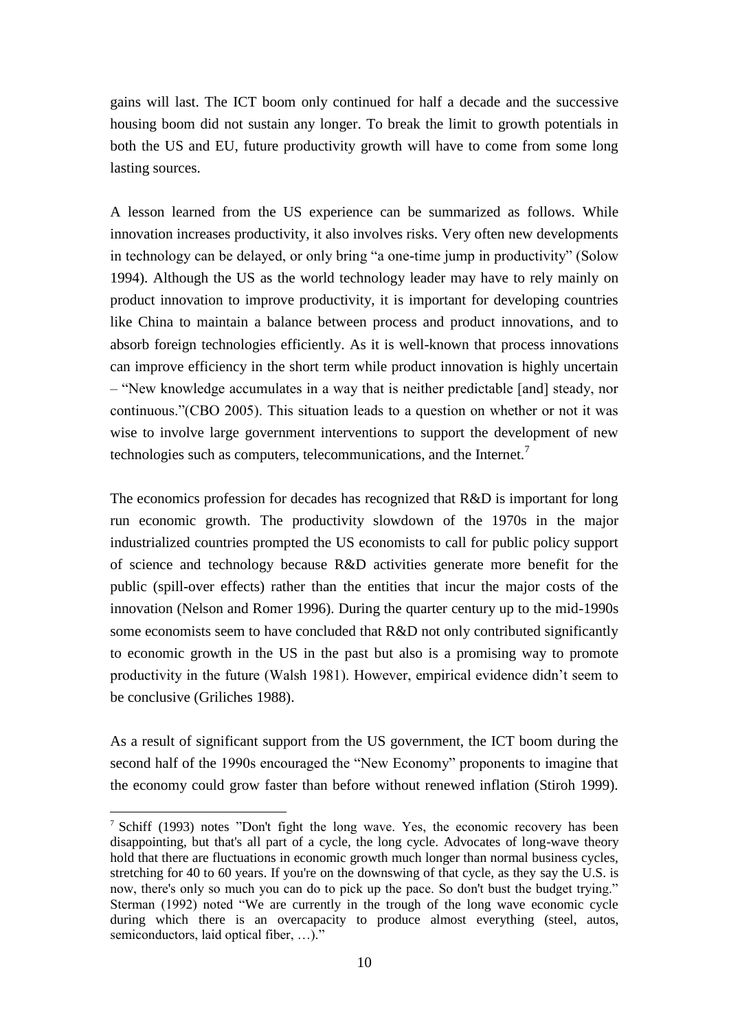gains will last. The ICT boom only continued for half a decade and the successive housing boom did not sustain any longer. To break the limit to growth potentials in both the US and EU, future productivity growth will have to come from some long lasting sources.

A lesson learned from the US experience can be summarized as follows. While innovation increases productivity, it also involves risks. Very often new developments in technology can be delayed, or only bring "a one-time jump in productivity" (Solow 1994). Although the US as the world technology leader may have to rely mainly on product innovation to improve productivity, it is important for developing countries like China to maintain a balance between process and product innovations, and to absorb foreign technologies efficiently. As it is well-known that process innovations can improve efficiency in the short term while product innovation is highly uncertain – "New knowledge accumulates in a way that is neither predictable [and] steady, nor continuous."(CBO 2005). This situation leads to a question on whether or not it was wise to involve large government interventions to support the development of new technologies such as computers, telecommunications, and the Internet.[7]

The economics profession for decades has recognized that R&D is important for long run economic growth. The productivity slowdown of the 1970s in the major industrialized countries prompted the US economists to call for public policy support of science and technology because R&D activities generate more benefit for the public (spill-over effects) rather than the entities that incur the major costs of the innovation (Nelson and Romer 1996). During the quarter century up to the mid-1990s some economists seem to have concluded that R&D not only contributed significantly to economic growth in the US in the past but also is a promising way to promote productivity in the future (Walsh 1981). However, empirical evidence didn't seem to be conclusive (Griliches 1988).

As a result of significant support from the US government, the ICT boom during the second half of the 1990s encouraged the "New Economy" proponents to imagine that the economy could grow faster than before without renewed inflation (Stiroh 1999).

[7] Schiff (1993) notes "Don't fight the long wave. Yes, the economic recovery has been disappointing, but that's all part of a cycle, the long cycle. Advocates of long-wave theory hold that there are fluctuations in economic growth much longer than normal business cycles, stretching for 40 to 60 years. If you're on the downswing of that cycle, as they say the U.S. is now, there's only so much you can do to pick up the pace. So don't bust the budget trying." Sterman (1992) noted "We are currently in the trough of the long wave economic cycle during which there is an overcapacity to produce almost everything (steel, autos, semiconductors, laid optical fiber, …)."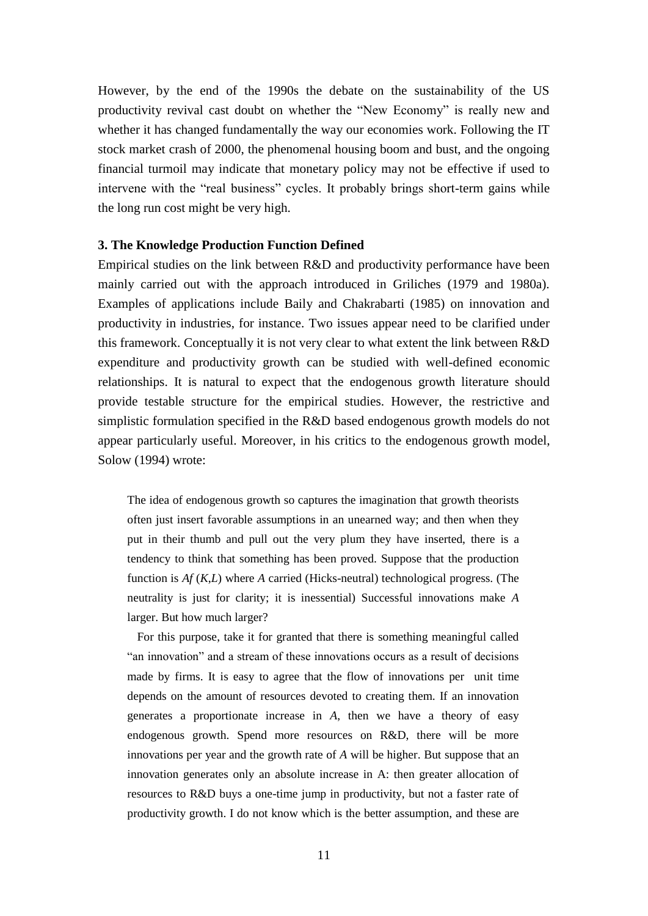However, by the end of the 1990s the debate on the sustainability of the US productivity revival cast doubt on whether the "New Economy" is really new and whether it has changed fundamentally the way our economies work. Following the IT stock market crash of 2000, the phenomenal housing boom and bust, and the ongoing financial turmoil may indicate that monetary policy may not be effective if used to intervene with the "real business" cycles. It probably brings short-term gains while the long run cost might be very high.

### 3. The Knowledge Production Function Defined

Empirical studies on the link between R&D and productivity performance have been mainly carried out with the approach introduced in Griliches (1979 and 1980a). Examples of applications include Baily and Chakrabarti (1985) on innovation and productivity in industries, for instance. Two issues appear need to be clarified under this framework. Conceptually it is not very clear to what extent the link between R&D expenditure and productivity growth can be studied with well-defined economic relationships. It is natural to expect that the endogenous growth literature should provide testable structure for the empirical studies. However, the restrictive and simplistic formulation specified in the R&D based endogenous growth models do not appear particularly useful. Moreover, in his critics to the endogenous growth model, Solow (1994) wrote:

> The idea of endogenous growth so captures the imagination that growth theorists often just insert favorable assumptions in an unearned way; and then when they put in their thumb and pull out the very plum they have inserted, there is a tendency to think that something has been proved. Suppose that the production function is $Af(K,L)$ where $A$ carried (Hicks-neutral) technological progress. (The neutrality is just for clarity; it is inessential) Successful innovations make $A$ larger. But how much larger?
>
> For this purpose, take it for granted that there is something meaningful called "an innovation" and a stream of these innovations occurs as a result of decisions made by firms. It is easy to agree that the flow of innovations per unit time depends on the amount of resources devoted to creating them. If an innovation generates a proportionate increase in $A$, then we have a theory of easy endogenous growth. Spend more resources on R&D, there will be more innovations per year and the growth rate of $A$ will be higher. But suppose that an innovation generates only an absolute increase in A: then greater allocation of resources to R&D buys a one-time jump in productivity, but not a faster rate of productivity growth. I do not know which is the better assumption, and these are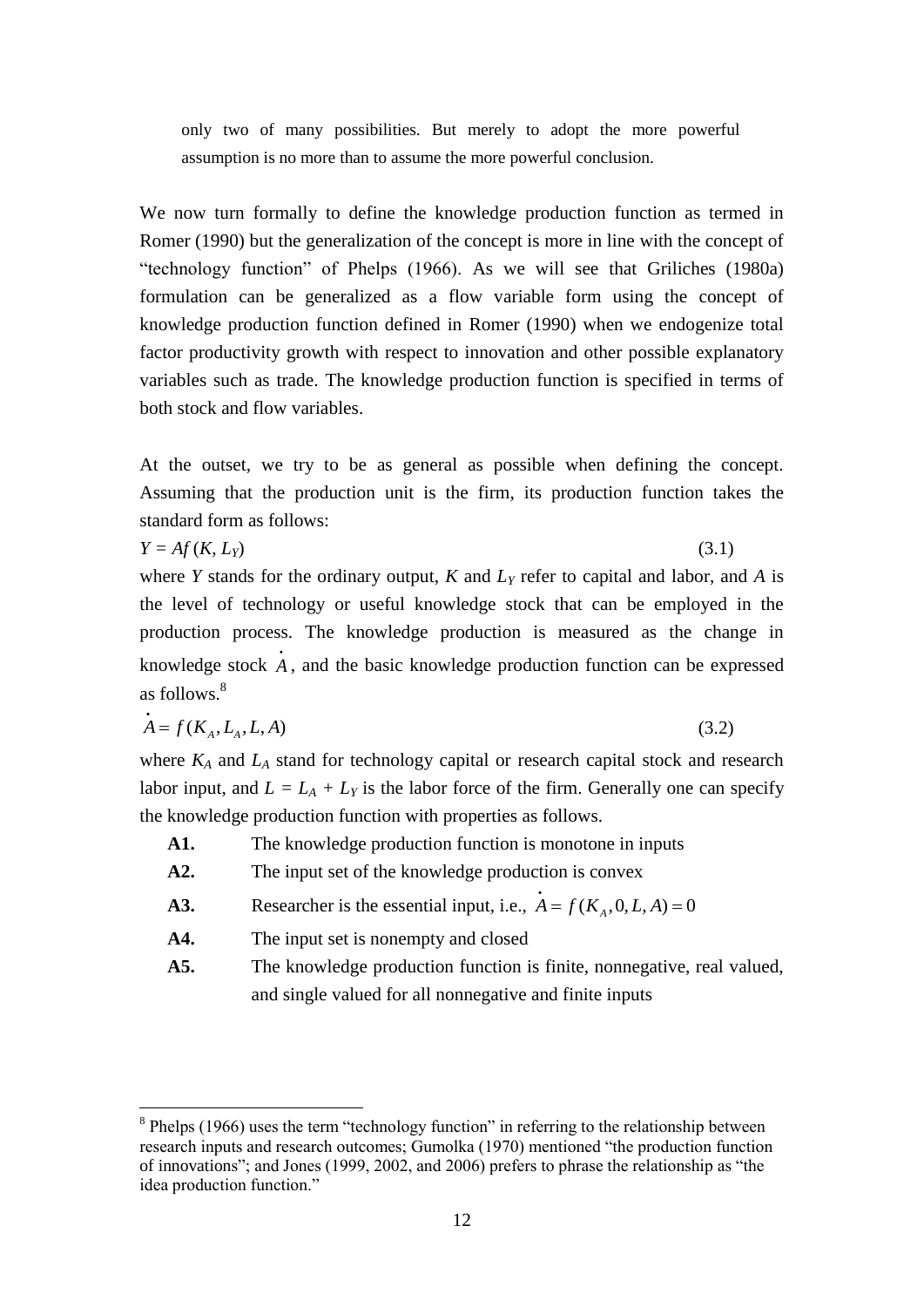> only two of many possibilities. But merely to adopt the more powerful assumption is no more than to assume the more powerful conclusion.

We now turn formally to define the knowledge production function as termed in Romer (1990) but the generalization of the concept is more in line with the concept of "technology function" of Phelps (1966). As we will see that Griliches (1980a) formulation can be generalized as a flow variable form using the concept of knowledge production function defined in Romer (1990) when we endogenize total factor productivity growth with respect to innovation and other possible explanatory variables such as trade. The knowledge production function is specified in terms of both stock and flow variables.

At the outset, we try to be as general as possible when defining the concept. Assuming that the production unit is the firm, its production function takes the standard form as follows:

$$Y = Af(K, L_Y) \tag{3.1}$$

where $Y$ stands for the ordinary output, $K$ and $L_Y$ refer to capital and labor, and $A$ is the level of technology or useful knowledge stock that can be employed in the production process. The knowledge production is measured as the change in knowledge stock $\dot{A}$, and the basic knowledge production function can be expressed as follows.[8]

$$\dot{A} = f(K_A, L_A, L, A) \tag{3.2}$$

where $K_A$ and $L_A$ stand for technology capital or research capital stock and research labor input, and $L = L_A + L_Y$ is the labor force of the firm. Generally one can specify the knowledge production function with properties as follows.

- **A1.** The knowledge production function is monotone in inputs
- **A2.** The input set of the knowledge production is convex
- **A3.** Researcher is the essential input, i.e., $\dot{A} = f(K_A, 0, L, A) = 0$
- **A4.** The input set is nonempty and closed
- **A5.** The knowledge production function is finite, nonnegative, real valued, and single valued for all nonnegative and finite inputs

[8] Phelps (1966) uses the term "technology function" in referring to the relationship between research inputs and research outcomes; Gumolka (1970) mentioned "the production function of innovations"; and Jones (1999, 2002, and 2006) prefers to phrase the relationship as "the idea production function."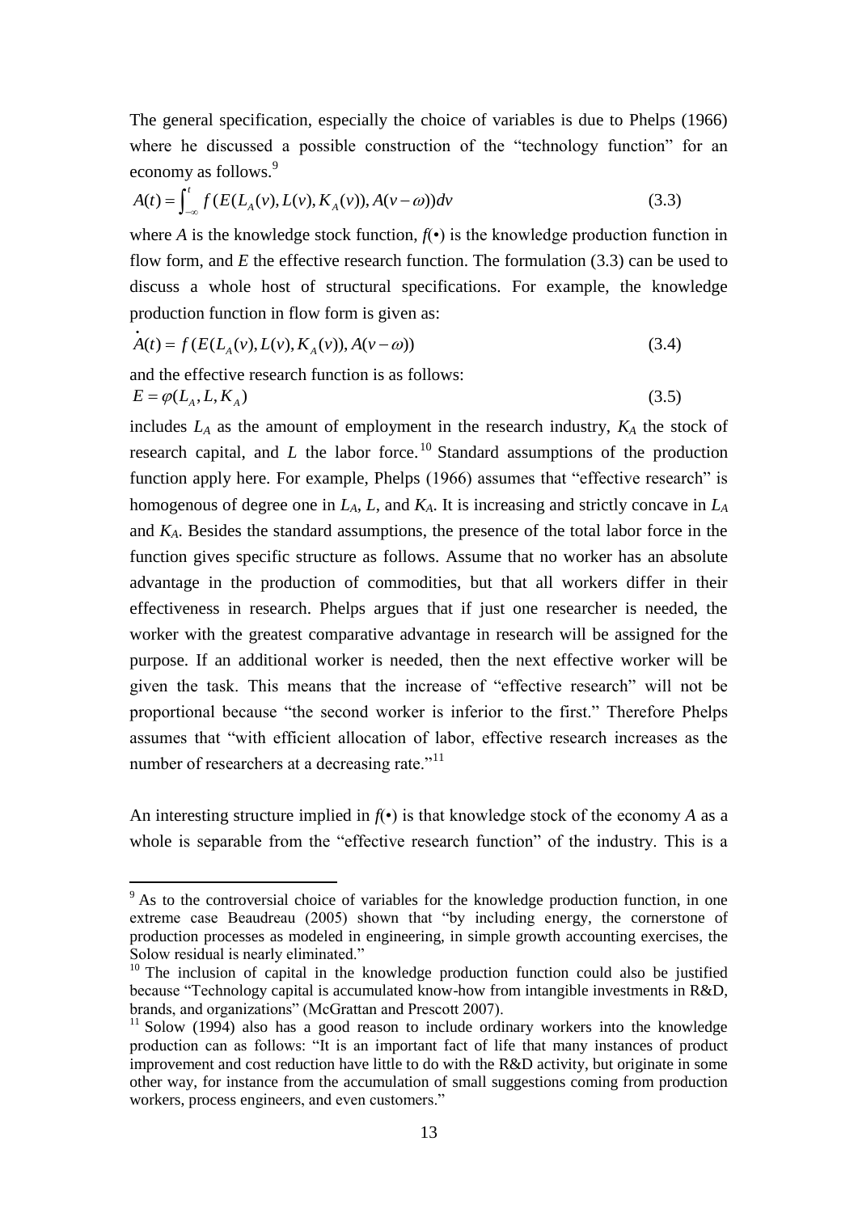The general specification, especially the choice of variables is due to Phelps (1966) where he discussed a possible construction of the "technology function" for an economy as follows.[9]

$$A(t) = \int_{-\infty}^{t} f(E(L_A(v), L(v), K_A(v)), A(v-\omega))dv \tag{3.3}$$

where $A$ is the knowledge stock function, $f(\bullet)$ is the knowledge production function in flow form, and $E$ the effective research function. The formulation (3.3) can be used to discuss a whole host of structural specifications. For example, the knowledge production function in flow form is given as:

$$\dot{A}(t) = f(E(L_A(v), L(v), K_A(v)), A(v-\omega)) \tag{3.4}$$

and the effective research function is as follows:

$$E = \varphi(L_A, L, K_A) \tag{3.5}$$

includes $L_A$ as the amount of employment in the research industry, $K_A$ the stock of research capital, and $L$ the labor force.[10] Standard assumptions of the production function apply here. For example, Phelps (1966) assumes that "effective research" is homogenous of degree one in $L_A$, $L$, and $K_A$. It is increasing and strictly concave in $L_A$ and $K_A$. Besides the standard assumptions, the presence of the total labor force in the function gives specific structure as follows. Assume that no worker has an absolute advantage in the production of commodities, but that all workers differ in their effectiveness in research. Phelps argues that if just one researcher is needed, the worker with the greatest comparative advantage in research will be assigned for the purpose. If an additional worker is needed, then the next effective worker will be given the task. This means that the increase of "effective research" will not be proportional because "the second worker is inferior to the first." Therefore Phelps assumes that "with efficient allocation of labor, effective research increases as the number of researchers at a decreasing rate."[11]

An interesting structure implied in $f(\bullet)$ is that knowledge stock of the economy $A$ as a whole is separable from the "effective research function" of the industry. This is a

---

[9] As to the controversial choice of variables for the knowledge production function, in one extreme case Beaudreau (2005) shown that "by including energy, the cornerstone of production processes as modeled in engineering, in simple growth accounting exercises, the Solow residual is nearly eliminated."

[10] The inclusion of capital in the knowledge production function could also be justified because "Technology capital is accumulated know-how from intangible investments in R&D, brands, and organizations" (McGrattan and Prescott 2007).

[11] Solow (1994) also has a good reason to include ordinary workers into the knowledge production can as follows: "It is an important fact of life that many instances of product improvement and cost reduction have little to do with the R&D activity, but originate in some other way, for instance from the accumulation of small suggestions coming from production workers, process engineers, and even customers."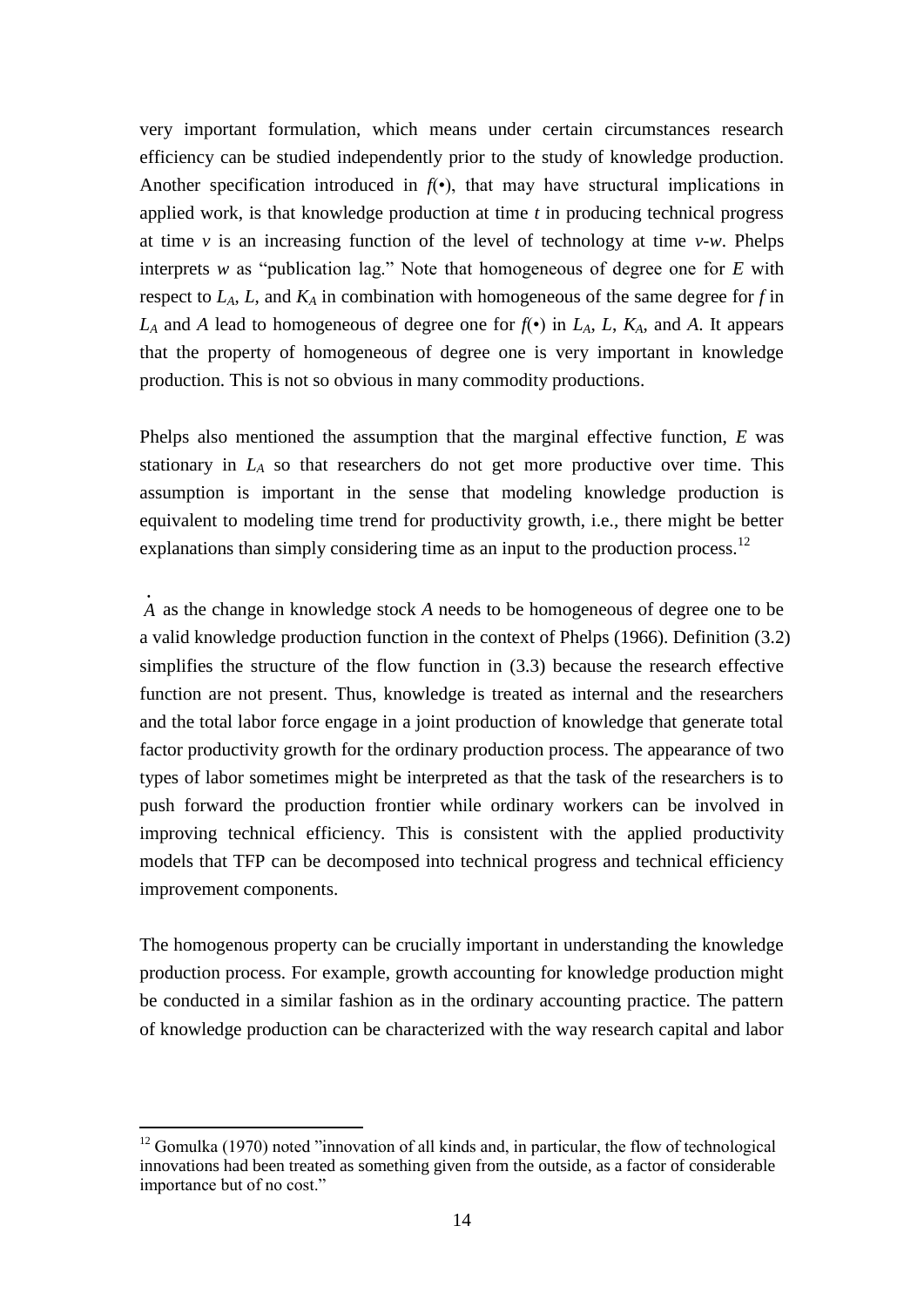very important formulation, which means under certain circumstances research efficiency can be studied independently prior to the study of knowledge production. Another specification introduced in $f(\bullet)$, that may have structural implications in applied work, is that knowledge production at time $t$ in producing technical progress at time $v$ is an increasing function of the level of technology at time $v$-$w$. Phelps interprets $w$ as "publication lag." Note that homogeneous of degree one for $E$ with respect to $L_A$, $L$, and $K_A$ in combination with homogeneous of the same degree for $f$ in $L_A$ and $A$ lead to homogeneous of degree one for $f(\bullet)$ in $L_A$, $L$, $K_A$, and $A$. It appears that the property of homogeneous of degree one is very important in knowledge production. This is not so obvious in many commodity productions.

Phelps also mentioned the assumption that the marginal effective function, $E$ was stationary in $L_A$ so that researchers do not get more productive over time. This assumption is important in the sense that modeling knowledge production is equivalent to modeling time trend for productivity growth, i.e., there might be better explanations than simply considering time as an input to the production process.[12]

$\dot{A}$ as the change in knowledge stock $A$ needs to be homogeneous of degree one to be a valid knowledge production function in the context of Phelps (1966). Definition (3.2) simplifies the structure of the flow function in (3.3) because the research effective function are not present. Thus, knowledge is treated as internal and the researchers and the total labor force engage in a joint production of knowledge that generate total factor productivity growth for the ordinary production process. The appearance of two types of labor sometimes might be interpreted as that the task of the researchers is to push forward the production frontier while ordinary workers can be involved in improving technical efficiency. This is consistent with the applied productivity models that TFP can be decomposed into technical progress and technical efficiency improvement components.

The homogenous property can be crucially important in understanding the knowledge production process. For example, growth accounting for knowledge production might be conducted in a similar fashion as in the ordinary accounting practice. The pattern of knowledge production can be characterized with the way research capital and labor

[12] Gomulka (1970) noted "innovation of all kinds and, in particular, the flow of technological innovations had been treated as something given from the outside, as a factor of considerable importance but of no cost."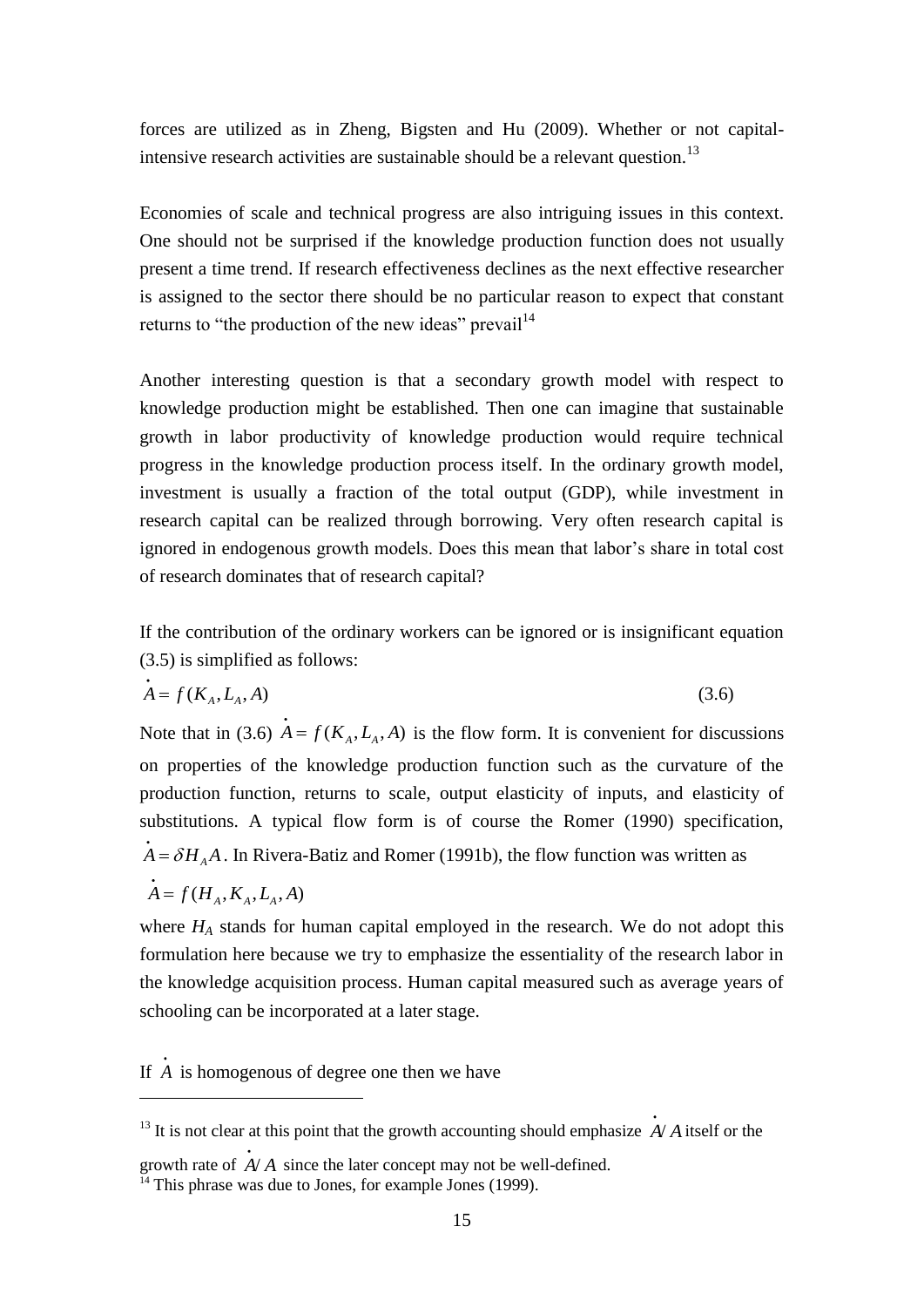forces are utilized as in Zheng, Bigsten and Hu (2009). Whether or not capital-intensive research activities are sustainable should be a relevant question.[13]

Economies of scale and technical progress are also intriguing issues in this context. One should not be surprised if the knowledge production function does not usually present a time trend. If research effectiveness declines as the next effective researcher is assigned to the sector there should be no particular reason to expect that constant returns to "the production of the new ideas" prevail[14]

Another interesting question is that a secondary growth model with respect to knowledge production might be established. Then one can imagine that sustainable growth in labor productivity of knowledge production would require technical progress in the knowledge production process itself. In the ordinary growth model, investment is usually a fraction of the total output (GDP), while investment in research capital can be realized through borrowing. Very often research capital is ignored in endogenous growth models. Does this mean that labor's share in total cost of research dominates that of research capital?

If the contribution of the ordinary workers can be ignored or is insignificant equation (3.5) is simplified as follows:

$$\dot{A} = f(K_A, L_A, A) \tag{3.6}$$

Note that in (3.6) $\dot{A} = f(K_A, L_A, A)$ is the flow form. It is convenient for discussions on properties of the knowledge production function such as the curvature of the production function, returns to scale, output elasticity of inputs, and elasticity of substitutions. A typical flow form is of course the Romer (1990) specification, $\dot{A} = \delta H_A A$. In Rivera-Batiz and Romer (1991b), the flow function was written as

$$\dot{A} = f(H_A, K_A, L_A, A)$$

where $H_A$ stands for human capital employed in the research. We do not adopt this formulation here because we try to emphasize the essentiality of the research labor in the knowledge acquisition process. Human capital measured such as average years of schooling can be incorporated at a later stage.

If $\dot{A}$ is homogenous of degree one then we have

---

[13] It is not clear at this point that the growth accounting should emphasize $\dot{A}/A$ itself or the growth rate of $\dot{A}/A$ since the later concept may not be well-defined.

[14] This phrase was due to Jones, for example Jones (1999).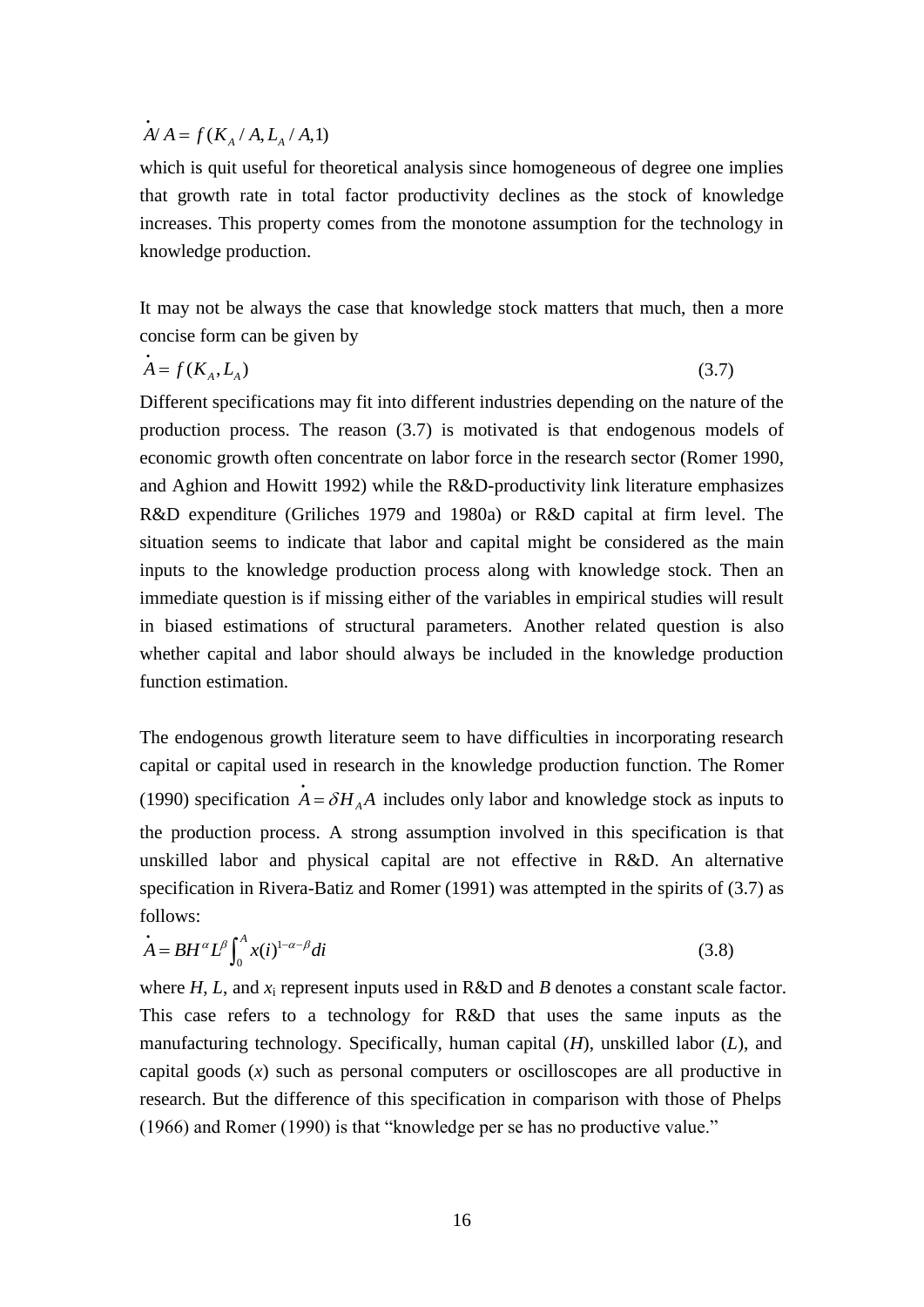$$\dot{A}/A = f(K_A / A, L_A / A, 1)$$

which is quit useful for theoretical analysis since homogeneous of degree one implies that growth rate in total factor productivity declines as the stock of knowledge increases. This property comes from the monotone assumption for the technology in knowledge production.

It may not be always the case that knowledge stock matters that much, then a more concise form can be given by

$$\dot{A} = f(K_A, L_A) \tag{3.7}$$

Different specifications may fit into different industries depending on the nature of the production process. The reason (3.7) is motivated is that endogenous models of economic growth often concentrate on labor force in the research sector (Romer 1990, and Aghion and Howitt 1992) while the R&D-productivity link literature emphasizes R&D expenditure (Griliches 1979 and 1980a) or R&D capital at firm level. The situation seems to indicate that labor and capital might be considered as the main inputs to the knowledge production process along with knowledge stock. Then an immediate question is if missing either of the variables in empirical studies will result in biased estimations of structural parameters. Another related question is also whether capital and labor should always be included in the knowledge production function estimation.

The endogenous growth literature seem to have difficulties in incorporating research capital or capital used in research in the knowledge production function. The Romer (1990) specification $\dot{A} = \delta H_A A$ includes only labor and knowledge stock as inputs to the production process. A strong assumption involved in this specification is that unskilled labor and physical capital are not effective in R&D. An alternative specification in Rivera-Batiz and Romer (1991) was attempted in the spirits of (3.7) as follows:

$$\dot{A} = BH^{\alpha} L^{\beta} \int_0^A x(i)^{1-\alpha-\beta} di \tag{3.8}$$

where $H$, $L$, and $x_i$ represent inputs used in R&D and $B$ denotes a constant scale factor. This case refers to a technology for R&D that uses the same inputs as the manufacturing technology. Specifically, human capital ($H$), unskilled labor ($L$), and capital goods ($x$) such as personal computers or oscilloscopes are all productive in research. But the difference of this specification in comparison with those of Phelps (1966) and Romer (1990) is that "knowledge per se has no productive value."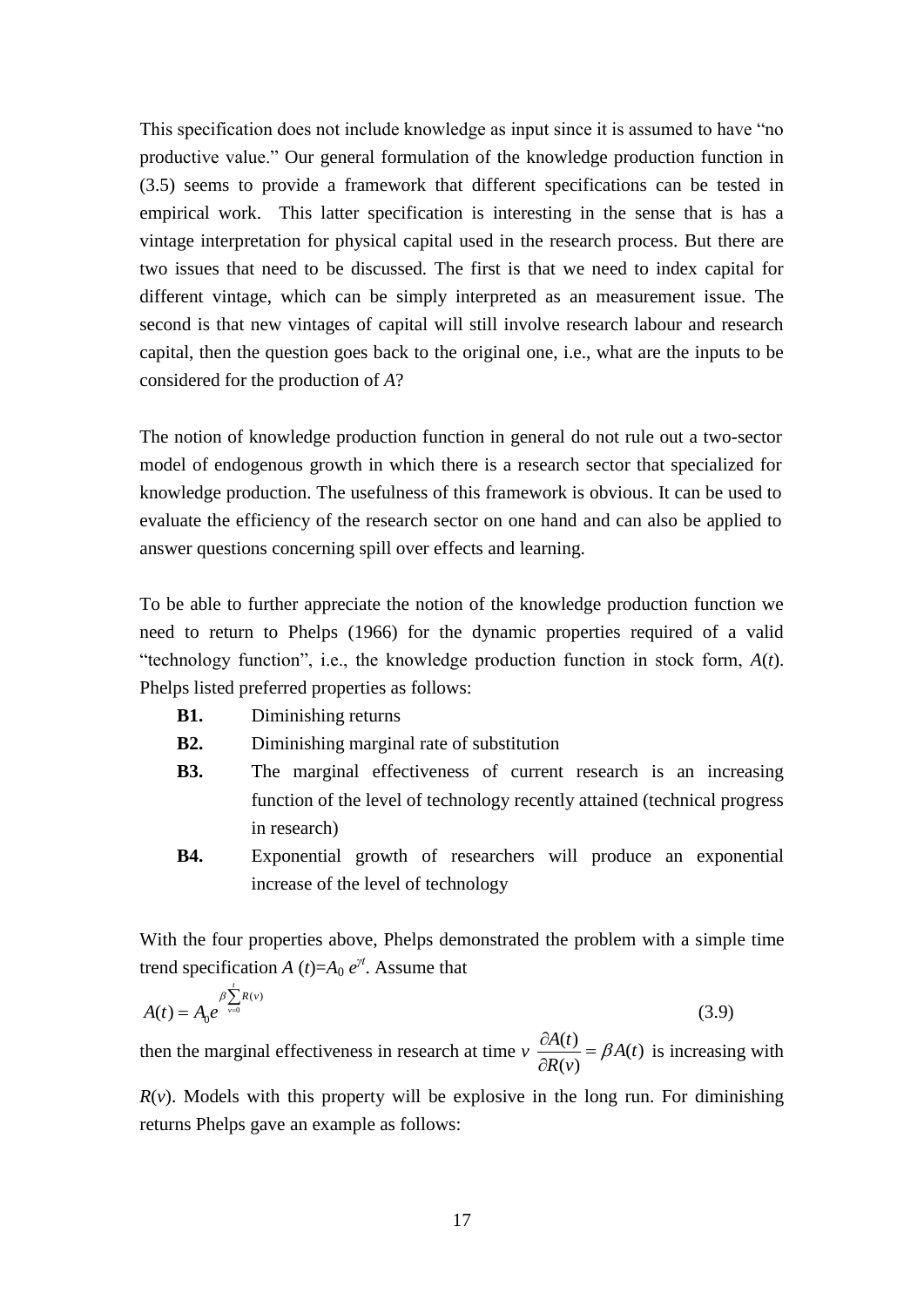This specification does not include knowledge as input since it is assumed to have "no productive value." Our general formulation of the knowledge production function in (3.5) seems to provide a framework that different specifications can be tested in empirical work. This latter specification is interesting in the sense that is has a vintage interpretation for physical capital used in the research process. But there are two issues that need to be discussed. The first is that we need to index capital for different vintage, which can be simply interpreted as an measurement issue. The second is that new vintages of capital will still involve research labour and research capital, then the question goes back to the original one, i.e., what are the inputs to be considered for the production of $A$?

The notion of knowledge production function in general do not rule out a two-sector model of endogenous growth in which there is a research sector that specialized for knowledge production. The usefulness of this framework is obvious. It can be used to evaluate the efficiency of the research sector on one hand and can also be applied to answer questions concerning spill over effects and learning.

To be able to further appreciate the notion of the knowledge production function we need to return to Phelps (1966) for the dynamic properties required of a valid "technology function", i.e., the knowledge production function in stock form, $A(t)$. Phelps listed preferred properties as follows:

- **B1.** Diminishing returns
- **B2.** Diminishing marginal rate of substitution
- **B3.** The marginal effectiveness of current research is an increasing function of the level of technology recently attained (technical progress in research)
- **B4.** Exponential growth of researchers will produce an exponential increase of the level of technology

With the four properties above, Phelps demonstrated the problem with a simple time trend specification $A(t)=A_0 e^{\gamma t}$. Assume that

$$A(t) = A_0 e^{\beta \sum_{v=0}^{t} R(v)} \tag{3.9}$$

then the marginal effectiveness in research at time $v$ $\frac{\partial A(t)}{\partial R(v)} = \beta A(t)$ is increasing with $R(v)$. Models with this property will be explosive in the long run. For diminishing returns Phelps gave an example as follows: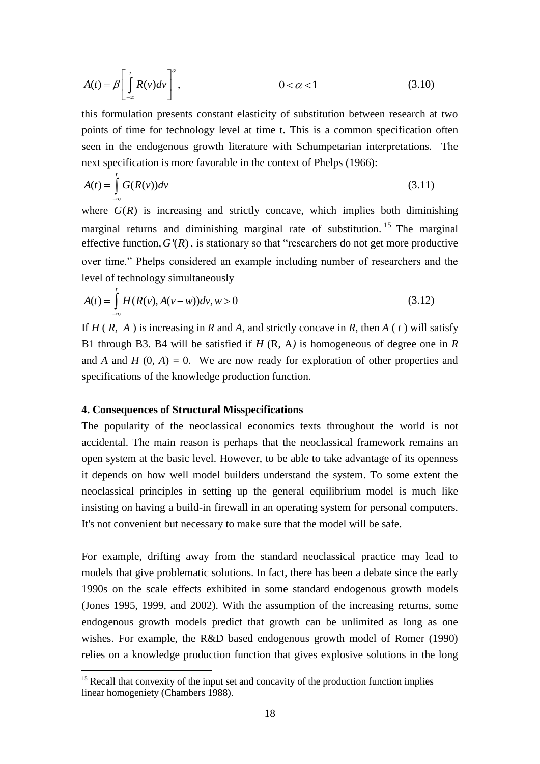$$A(t) = \beta \left[ \int_{-\infty}^{t} R(v)dv \right]^{\alpha}, \qquad 0 < \alpha < 1 \tag{3.10}$$

this formulation presents constant elasticity of substitution between research at two points of time for technology level at time t. This is a common specification often seen in the endogenous growth literature with Schumpetarian interpretations. The next specification is more favorable in the context of Phelps (1966):

$$A(t) = \int_{-\infty}^{t} G(R(v))dv \tag{3.11}$$

where $G(R)$ is increasing and strictly concave, which implies both diminishing marginal returns and diminishing marginal rate of substitution.[15] The marginal effective function, $G'(R)$, is stationary so that "researchers do not get more productive over time." Phelps considered an example including number of researchers and the level of technology simultaneously

$$A(t) = \int_{-\infty}^{t} H(R(v), A(v-w))dv, w > 0 \tag{3.12}$$

If $H(R, A)$ is increasing in *R* and *A*, and strictly concave in *R*, then $A(t)$ will satisfy B1 through B3. B4 will be satisfied if $H(R, A)$ is homogeneous of degree one in *R* and *A* and $H(0, A) = 0$. We are now ready for exploration of other properties and specifications of the knowledge production function.

#### 4. Consequences of Structural Misspecifications

The popularity of the neoclassical economics texts throughout the world is not accidental. The main reason is perhaps that the neoclassical framework remains an open system at the basic level. However, to be able to take advantage of its openness it depends on how well model builders understand the system. To some extent the neoclassical principles in setting up the general equilibrium model is much like insisting on having a build-in firewall in an operating system for personal computers. It's not convenient but necessary to make sure that the model will be safe.

For example, drifting away from the standard neoclassical practice may lead to models that give problematic solutions. In fact, there has been a debate since the early 1990s on the scale effects exhibited in some standard endogenous growth models (Jones 1995, 1999, and 2002). With the assumption of the increasing returns, some endogenous growth models predict that growth can be unlimited as long as one wishes. For example, the R&D based endogenous growth model of Romer (1990) relies on a knowledge production function that gives explosive solutions in the long

---

[15] Recall that convexity of the input set and concavity of the production function implies linear homogeniety (Chambers 1988).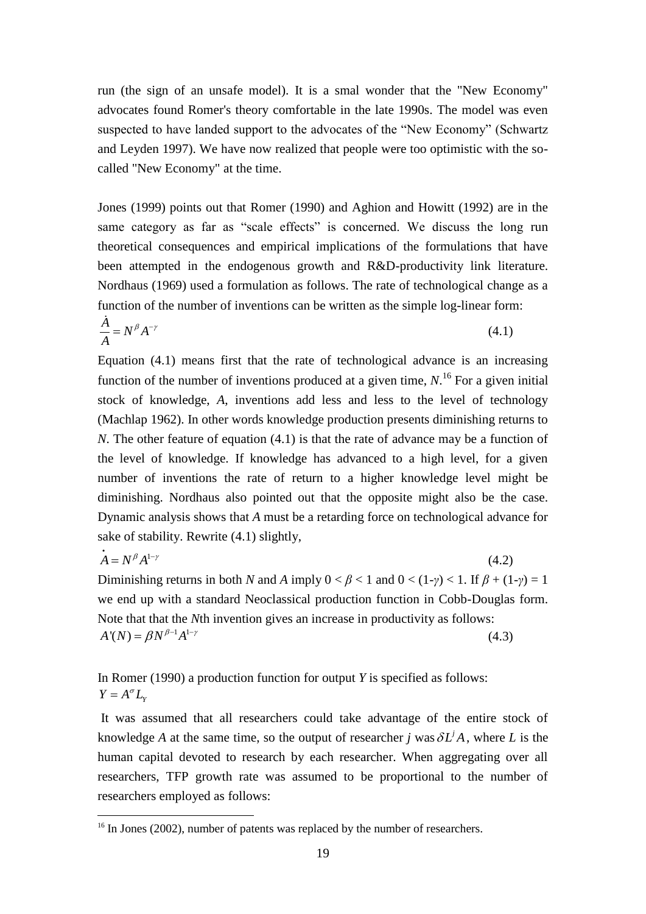run (the sign of an unsafe model). It is a smal wonder that the "New Economy" advocates found Romer's theory comfortable in the late 1990s. The model was even suspected to have landed support to the advocates of the "New Economy" (Schwartz and Leyden 1997). We have now realized that people were too optimistic with the so-called "New Economy" at the time.

Jones (1999) points out that Romer (1990) and Aghion and Howitt (1992) are in the same category as far as "scale effects" is concerned. We discuss the long run theoretical consequences and empirical implications of the formulations that have been attempted in the endogenous growth and R&D-productivity link literature. Nordhaus (1969) used a formulation as follows. The rate of technological change as a function of the number of inventions can be written as the simple log-linear form:

$$\frac{\dot{A}}{A} = N^{\beta} A^{-\gamma} \tag{4.1}$$

Equation (4.1) means first that the rate of technological advance is an increasing function of the number of inventions produced at a given time, *N*.[16] For a given initial stock of knowledge, *A*, inventions add less and less to the level of technology (Machlap 1962). In other words knowledge production presents diminishing returns to *N*. The other feature of equation (4.1) is that the rate of advance may be a function of the level of knowledge. If knowledge has advanced to a high level, for a given number of inventions the rate of return to a higher knowledge level might be diminishing. Nordhaus also pointed out that the opposite might also be the case. Dynamic analysis shows that *A* must be a retarding force on technological advance for sake of stability. Rewrite (4.1) slightly,

$$\dot{A} = N^{\beta} A^{1-\gamma} \tag{4.2}$$

Diminishing returns in both *N* and *A* imply $0 < \beta < 1$ and $0 < (1\text{-}\gamma) < 1$. If $\beta + (1\text{-}\gamma) = 1$ we end up with a standard Neoclassical production function in Cobb-Douglas form. Note that that the *N*th invention gives an increase in productivity as follows:

$$A'(N) = \beta N^{\beta-1} A^{1-\gamma} \tag{4.3}$$

In Romer (1990) a production function for output *Y* is specified as follows:

$$Y = A^{\sigma} L_Y$$

It was assumed that all researchers could take advantage of the entire stock of knowledge *A* at the same time, so the output of researcher *j* was $\delta L^j A$, where *L* is the human capital devoted to research by each researcher. When aggregating over all researchers, TFP growth rate was assumed to be proportional to the number of researchers employed as follows:

[16] In Jones (2002), number of patents was replaced by the number of researchers.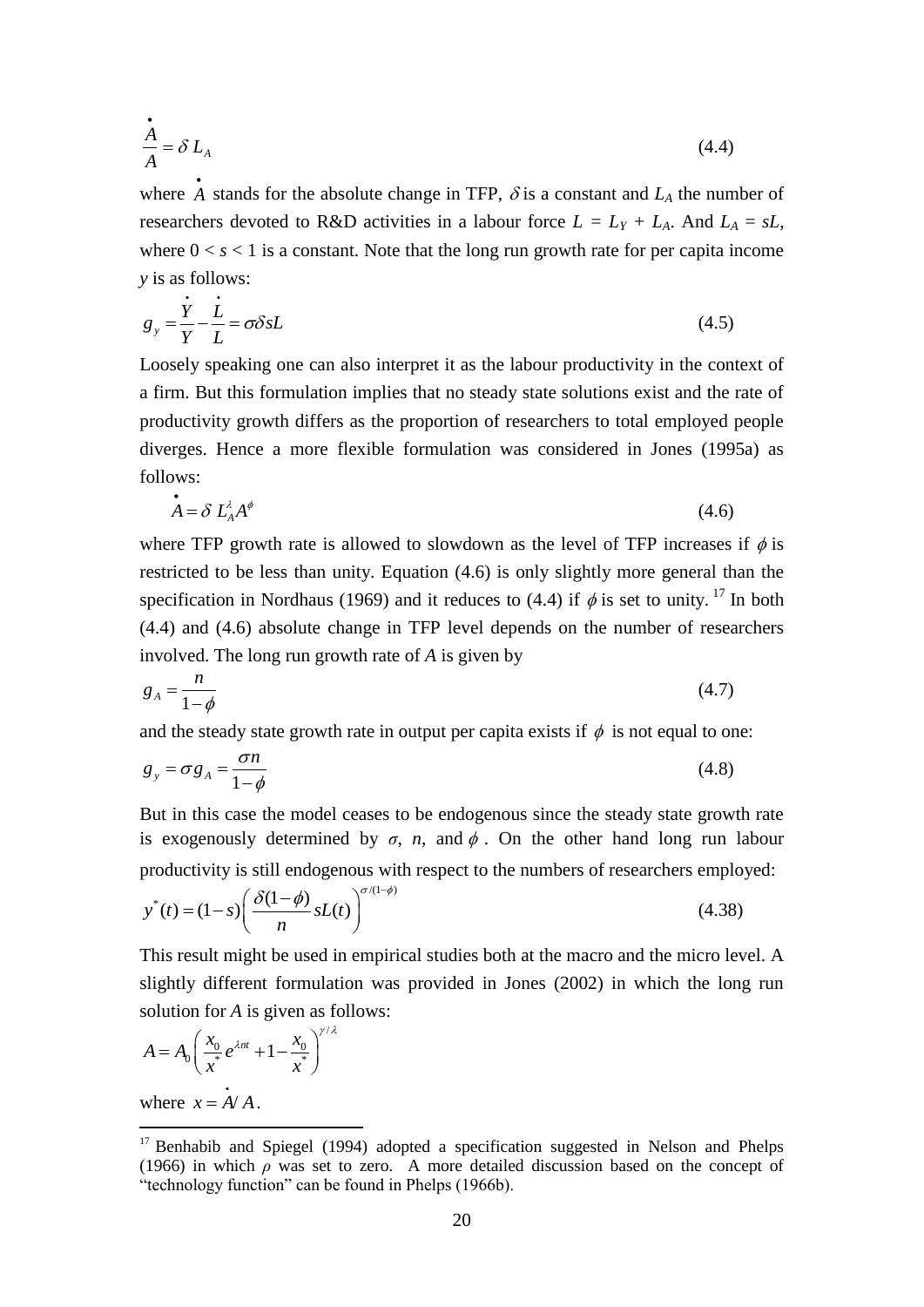$$\frac{\dot{A}}{A} = \delta \, L_A \tag{4.4}$$

where $\dot{A}$ stands for the absolute change in TFP, $\delta$ is a constant and $L_A$ the number of researchers devoted to R&D activities in a labour force $L = L_Y + L_A$. And $L_A = sL$, where $0 < s < 1$ is a constant. Note that the long run growth rate for per capita income $y$ is as follows:

$$g_y = \frac{\dot{Y}}{Y} - \frac{\dot{L}}{L} = \sigma \delta s L \tag{4.5}$$

Loosely speaking one can also interpret it as the labour productivity in the context of a firm. But this formulation implies that no steady state solutions exist and the rate of productivity growth differs as the proportion of researchers to total employed people diverges. Hence a more flexible formulation was considered in Jones (1995a) as follows:

$$\dot{A} = \delta \, L_A^{\lambda} A^{\phi} \tag{4.6}$$

where TFP growth rate is allowed to slowdown as the level of TFP increases if $\phi$ is restricted to be less than unity. Equation (4.6) is only slightly more general than the specification in Nordhaus (1969) and it reduces to (4.4) if $\phi$ is set to unity.[17] In both (4.4) and (4.6) absolute change in TFP level depends on the number of researchers involved. The long run growth rate of $A$ is given by

$$g_A = \frac{n}{1-\phi} \tag{4.7}$$

and the steady state growth rate in output per capita exists if $\phi$ is not equal to one:

$$g_y = \sigma g_A = \frac{\sigma n}{1-\phi} \tag{4.8}$$

But in this case the model ceases to be endogenous since the steady state growth rate is exogenously determined by $\sigma$, $n$, and $\phi$. On the other hand long run labour productivity is still endogenous with respect to the numbers of researchers employed:

$$y^*(t) = (1-s)\left(\frac{\delta(1-\phi)}{n} sL(t)\right)^{\sigma/(1-\phi)} \tag{4.38}$$

This result might be used in empirical studies both at the macro and the micro level. A slightly different formulation was provided in Jones (2002) in which the long run solution for $A$ is given as follows:

$$A = A_0 \left( \frac{x_0}{x^*} e^{\lambda n t} + 1 - \frac{x_0}{x^*} \right)^{\gamma/\lambda}$$

where $x = \dot{A}/A$.

[17] Benhabib and Spiegel (1994) adopted a specification suggested in Nelson and Phelps (1966) in which $\rho$ was set to zero. A more detailed discussion based on the concept of "technology function" can be found in Phelps (1966b).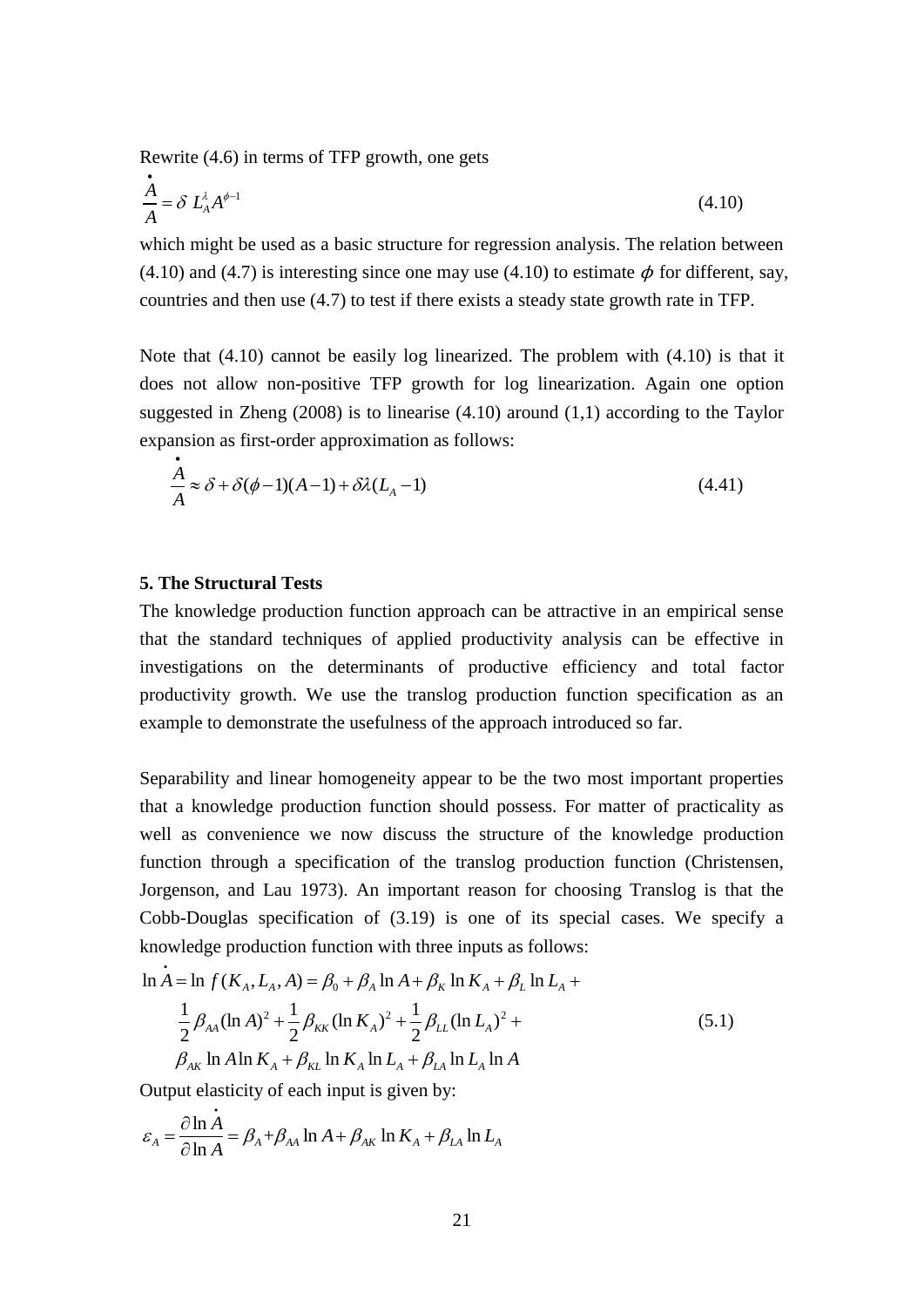Rewrite (4.6) in terms of TFP growth, one gets

$$\frac{\dot{A}}{A} = \delta \; L_A^{\lambda} A^{\phi - 1} \tag{4.10}$$

which might be used as a basic structure for regression analysis. The relation between (4.10) and (4.7) is interesting since one may use (4.10) to estimate $\phi$ for different, say, countries and then use (4.7) to test if there exists a steady state growth rate in TFP.

Note that (4.10) cannot be easily log linearized. The problem with (4.10) is that it does not allow non-positive TFP growth for log linearization. Again one option suggested in Zheng (2008) is to linearise (4.10) around (1,1) according to the Taylor expansion as first-order approximation as follows:

$$\frac{\dot{A}}{A} \approx \delta + \delta(\phi - 1)(A - 1) + \delta\lambda(L_A - 1) \tag{4.41}$$

## 5. The Structural Tests

The knowledge production function approach can be attractive in an empirical sense that the standard techniques of applied productivity analysis can be effective in investigations on the determinants of productive efficiency and total factor productivity growth. We use the translog production function specification as an example to demonstrate the usefulness of the approach introduced so far.

Separability and linear homogeneity appear to be the two most important properties that a knowledge production function should possess. For matter of practicality as well as convenience we now discuss the structure of the knowledge production function through a specification of the translog production function (Christensen, Jorgenson, and Lau 1973). An important reason for choosing Translog is that the Cobb-Douglas specification of (3.19) is one of its special cases. We specify a knowledge production function with three inputs as follows:

$$\begin{aligned} \ln \dot{A} = \ln f(K_A, L_A, A) &= \beta_0 + \beta_A \ln A + \beta_K \ln K_A + \beta_L \ln L_A + \\ &\frac{1}{2}\beta_{AA}(\ln A)^2 + \frac{1}{2}\beta_{KK}(\ln K_A)^2 + \frac{1}{2}\beta_{LL}(\ln L_A)^2 + \\ &\beta_{AK} \ln A \ln K_A + \beta_{KL} \ln K_A \ln L_A + \beta_{LA} \ln L_A \ln A \end{aligned} \tag{5.1}$$

Output elasticity of each input is given by:

$$\varepsilon_A = \frac{\partial \ln \dot{A}}{\partial \ln A} = \beta_A + \beta_{AA} \ln A + \beta_{AK} \ln K_A + \beta_{LA} \ln L_A$$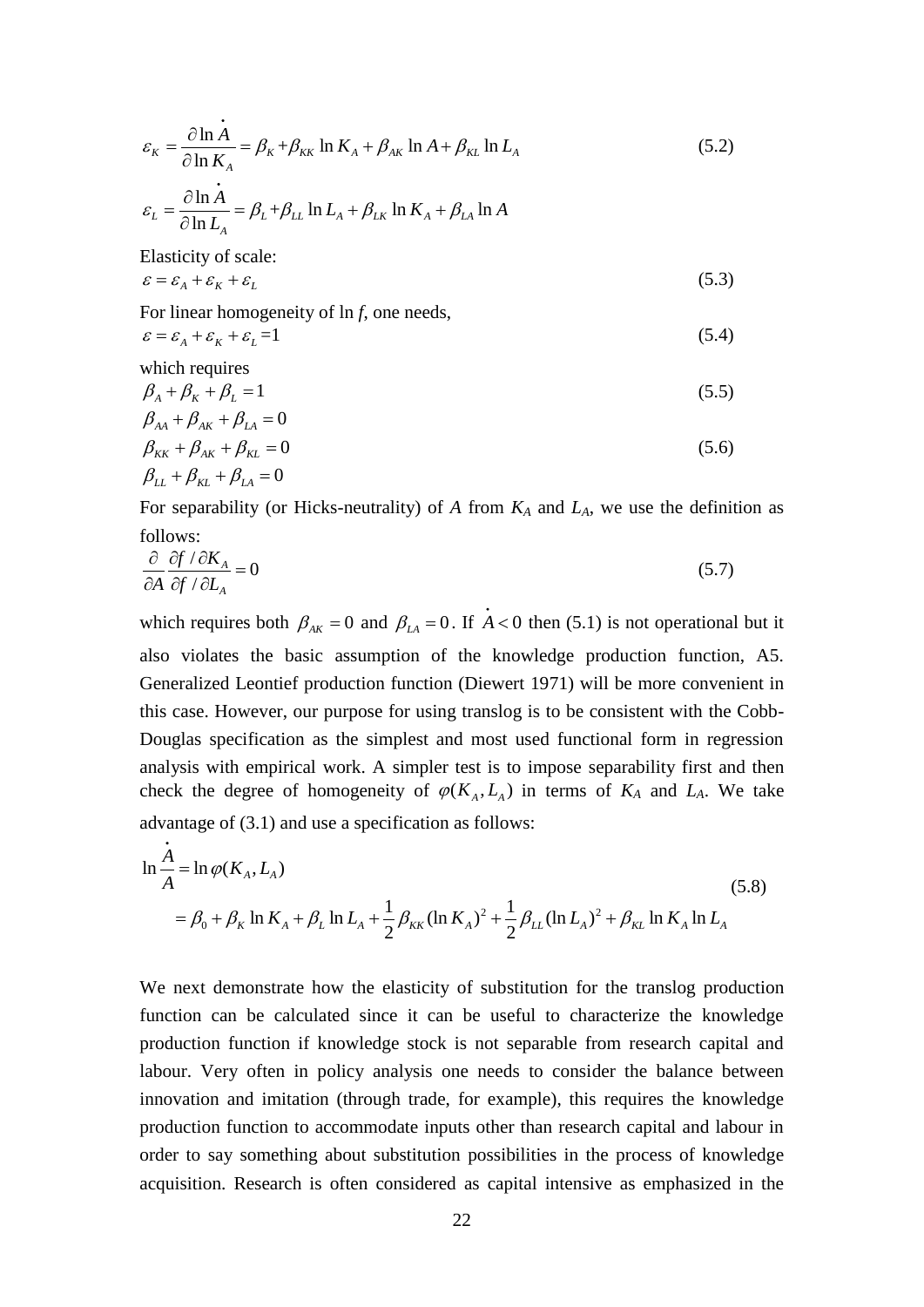$$\varepsilon_K = \frac{\partial \ln \dot{A}}{\partial \ln K_A} = \beta_K + \beta_{KK} \ln K_A + \beta_{AK} \ln A + \beta_{KL} \ln L_A \tag{5.2}$$

$$\varepsilon_L = \frac{\partial \ln \dot{A}}{\partial \ln L_A} = \beta_L + \beta_{LL} \ln L_A + \beta_{LK} \ln K_A + \beta_{LA} \ln A$$

Elasticity of scale:

$$\varepsilon = \varepsilon_A + \varepsilon_K + \varepsilon_L \tag{5.3}$$

For linear homogeneity of ln *f*, one needs,

$$\varepsilon = \varepsilon_A + \varepsilon_K + \varepsilon_L = 1 \tag{5.4}$$

which requires

$$\beta_A + \beta_K + \beta_L = 1 \tag{5.5}$$

$$\begin{aligned} &\beta_{AA} + \beta_{AK} + \beta_{LA} = 0 \\ &\beta_{KK} + \beta_{AK} + \beta_{KL} = 0 \\ &\beta_{LL} + \beta_{KL} + \beta_{LA} = 0 \end{aligned} \tag{5.6}$$

For separability (or Hicks-neutrality) of $A$ from $K_A$ and $L_A$, we use the definition as follows:

$$\frac{\partial}{\partial A} \frac{\partial f / \partial K_A}{\partial f / \partial L_A} = 0 \tag{5.7}$$

which requires both $\beta_{AK} = 0$ and $\beta_{LA} = 0$. If $\dot{A} < 0$ then (5.1) is not operational but it also violates the basic assumption of the knowledge production function, A5. Generalized Leontief production function (Diewert 1971) will be more convenient in this case. However, our purpose for using translog is to be consistent with the Cobb-Douglas specification as the simplest and most used functional form in regression analysis with empirical work. A simpler test is to impose separability first and then check the degree of homogeneity of $\varphi(K_A, L_A)$ in terms of $K_A$ and $L_A$. We take advantage of (3.1) and use a specification as follows:

$$\begin{aligned} \ln \frac{\dot{A}}{A} &= \ln \varphi(K_A, L_A) \\ &= \beta_0 + \beta_K \ln K_A + \beta_L \ln L_A + \frac{1}{2}\beta_{KK} (\ln K_A)^2 + \frac{1}{2}\beta_{LL} (\ln L_A)^2 + \beta_{KL} \ln K_A \ln L_A \end{aligned} \tag{5.8}$$

We next demonstrate how the elasticity of substitution for the translog production function can be calculated since it can be useful to characterize the knowledge production function if knowledge stock is not separable from research capital and labour. Very often in policy analysis one needs to consider the balance between innovation and imitation (through trade, for example), this requires the knowledge production function to accommodate inputs other than research capital and labour in order to say something about substitution possibilities in the process of knowledge acquisition. Research is often considered as capital intensive as emphasized in the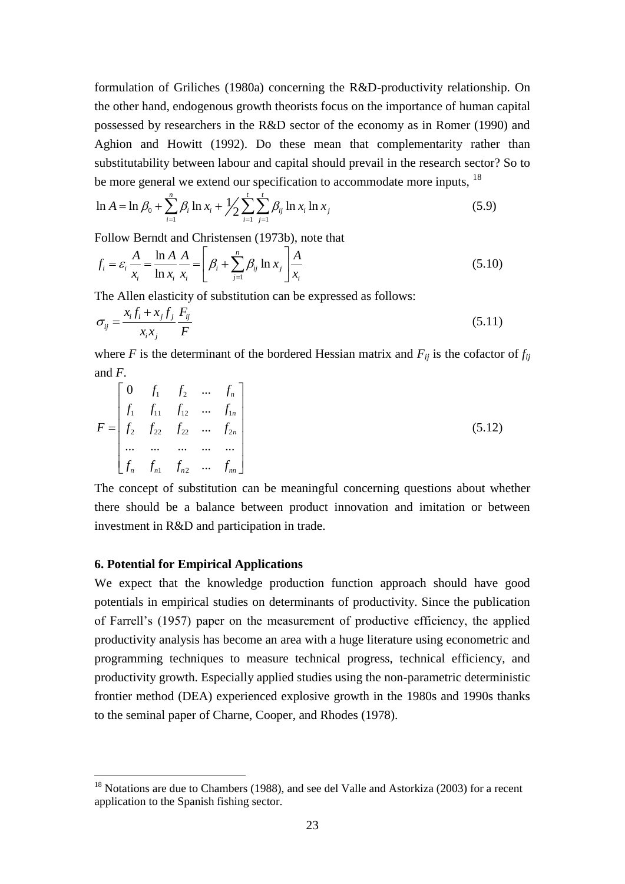formulation of Griliches (1980a) concerning the R&D-productivity relationship. On the other hand, endogenous growth theorists focus on the importance of human capital possessed by researchers in the R&D sector of the economy as in Romer (1990) and Aghion and Howitt (1992). Do these mean that complementarity rather than substitutability between labour and capital should prevail in the research sector? So to be more general we extend our specification to accommodate more inputs, [18]

$$\ln A = \ln \beta_0 + \sum_{i=1}^{n} \beta_i \ln x_i + \frac{1}{2} \sum_{i=1}^{t} \sum_{j=1}^{t} \beta_{ij} \ln x_i \ln x_j \tag{5.9}$$

Follow Berndt and Christensen (1973b), note that

$$f_i = \varepsilon_i \frac{A}{x_i} = \frac{\ln A}{\ln x_i} \frac{A}{x_i} = \left[ \beta_i + \sum_{j=1}^{n} \beta_{ij} \ln x_j \right] \frac{A}{x_i} \tag{5.10}$$

The Allen elasticity of substitution can be expressed as follows:

$$\sigma_{ij} = \frac{x_i f_i + x_j f_j}{x_i x_j} \frac{F_{ij}}{F} \tag{5.11}$$

where $F$ is the determinant of the bordered Hessian matrix and $F_{ij}$ is the cofactor of $f_{ij}$ and $F$.

$$F = \begin{bmatrix} 0 & f_1 & f_2 & \cdots & f_n \\ f_1 & f_{11} & f_{12} & \cdots & f_{1n} \\ f_2 & f_{22} & f_{22} & \cdots & f_{2n} \\ \cdots & \cdots & \cdots & \cdots & \cdots \\ f_n & f_{n1} & f_{n2} & \cdots & f_{nn} \end{bmatrix} \tag{5.12}$$

The concept of substitution can be meaningful concerning questions about whether there should be a balance between product innovation and imitation or between investment in R&D and participation in trade.

## 6. Potential for Empirical Applications

We expect that the knowledge production function approach should have good potentials in empirical studies on determinants of productivity. Since the publication of Farrell's (1957) paper on the measurement of productive efficiency, the applied productivity analysis has become an area with a huge literature using econometric and programming techniques to measure technical progress, technical efficiency, and productivity growth. Especially applied studies using the non-parametric deterministic frontier method (DEA) experienced explosive growth in the 1980s and 1990s thanks to the seminal paper of Charne, Cooper, and Rhodes (1978).

---

[18] Notations are due to Chambers (1988), and see del Valle and Astorkiza (2003) for a recent application to the Spanish fishing sector.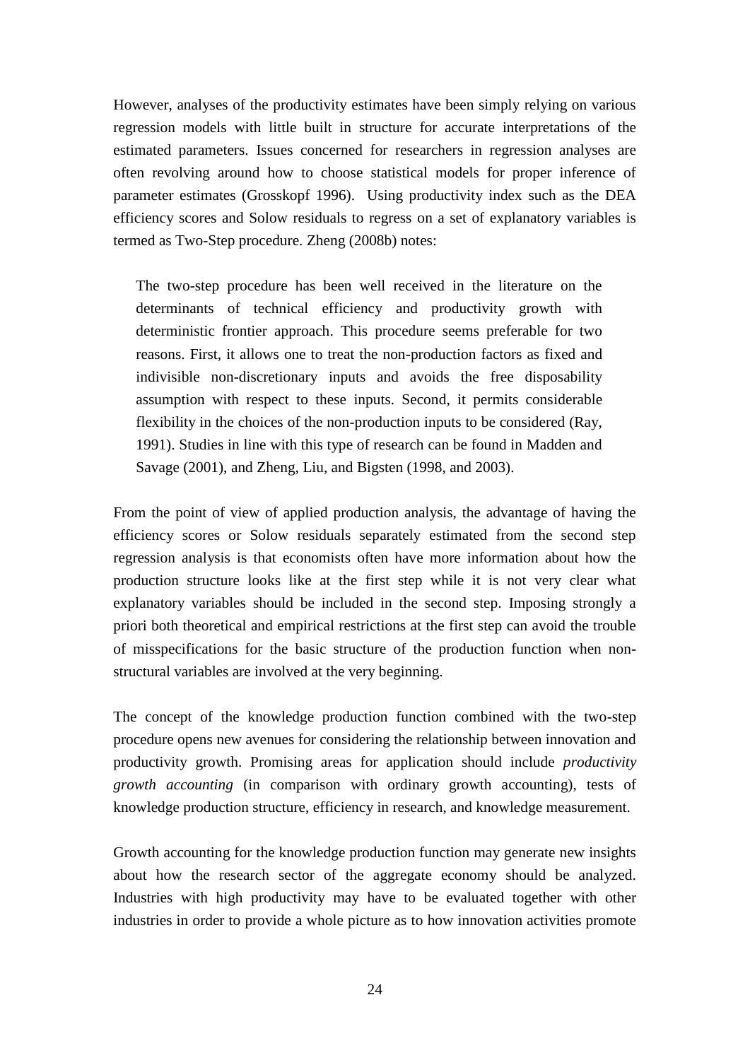However, analyses of the productivity estimates have been simply relying on various regression models with little built in structure for accurate interpretations of the estimated parameters. Issues concerned for researchers in regression analyses are often revolving around how to choose statistical models for proper inference of parameter estimates (Grosskopf 1996). Using productivity index such as the DEA efficiency scores and Solow residuals to regress on a set of explanatory variables is termed as Two-Step procedure. Zheng (2008b) notes:

> The two-step procedure has been well received in the literature on the determinants of technical efficiency and productivity growth with deterministic frontier approach. This procedure seems preferable for two reasons. First, it allows one to treat the non-production factors as fixed and indivisible non-discretionary inputs and avoids the free disposability assumption with respect to these inputs. Second, it permits considerable flexibility in the choices of the non-production inputs to be considered (Ray, 1991). Studies in line with this type of research can be found in Madden and Savage (2001), and Zheng, Liu, and Bigsten (1998, and 2003).

From the point of view of applied production analysis, the advantage of having the efficiency scores or Solow residuals separately estimated from the second step regression analysis is that economists often have more information about how the production structure looks like at the first step while it is not very clear what explanatory variables should be included in the second step. Imposing strongly a priori both theoretical and empirical restrictions at the first step can avoid the trouble of misspecifications for the basic structure of the production function when non-structural variables are involved at the very beginning.

The concept of the knowledge production function combined with the two-step procedure opens new avenues for considering the relationship between innovation and productivity growth. Promising areas for application should include *productivity growth accounting* (in comparison with ordinary growth accounting), tests of knowledge production structure, efficiency in research, and knowledge measurement.

Growth accounting for the knowledge production function may generate new insights about how the research sector of the aggregate economy should be analyzed. Industries with high productivity may have to be evaluated together with other industries in order to provide a whole picture as to how innovation activities promote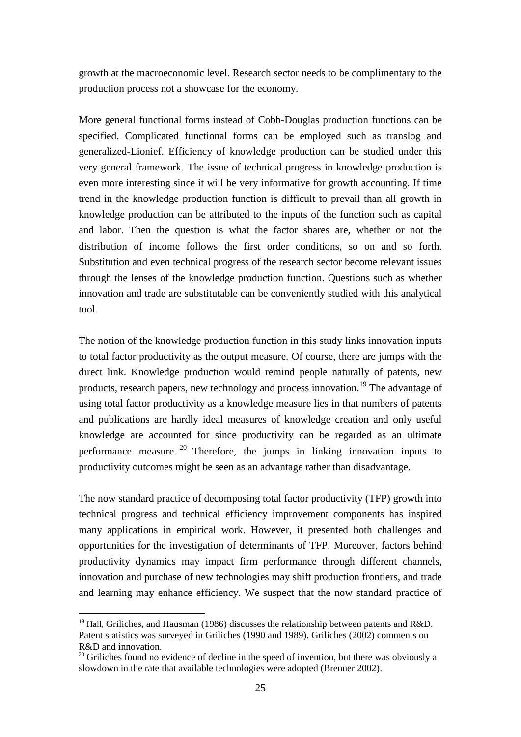growth at the macroeconomic level. Research sector needs to be complimentary to the production process not a showcase for the economy.

More general functional forms instead of Cobb-Douglas production functions can be specified. Complicated functional forms can be employed such as translog and generalized-Lionief. Efficiency of knowledge production can be studied under this very general framework. The issue of technical progress in knowledge production is even more interesting since it will be very informative for growth accounting. If time trend in the knowledge production function is difficult to prevail than all growth in knowledge production can be attributed to the inputs of the function such as capital and labor. Then the question is what the factor shares are, whether or not the distribution of income follows the first order conditions, so on and so forth. Substitution and even technical progress of the research sector become relevant issues through the lenses of the knowledge production function. Questions such as whether innovation and trade are substitutable can be conveniently studied with this analytical tool.

The notion of the knowledge production function in this study links innovation inputs to total factor productivity as the output measure. Of course, there are jumps with the direct link. Knowledge production would remind people naturally of patents, new products, research papers, new technology and process innovation.[19] The advantage of using total factor productivity as a knowledge measure lies in that numbers of patents and publications are hardly ideal measures of knowledge creation and only useful knowledge are accounted for since productivity can be regarded as an ultimate performance measure.[20] Therefore, the jumps in linking innovation inputs to productivity outcomes might be seen as an advantage rather than disadvantage.

The now standard practice of decomposing total factor productivity (TFP) growth into technical progress and technical efficiency improvement components has inspired many applications in empirical work. However, it presented both challenges and opportunities for the investigation of determinants of TFP. Moreover, factors behind productivity dynamics may impact firm performance through different channels, innovation and purchase of new technologies may shift production frontiers, and trade and learning may enhance efficiency. We suspect that the now standard practice of

[19] Hall, Griliches, and Hausman (1986) discusses the relationship between patents and R&D. Patent statistics was surveyed in Griliches (1990 and 1989). Griliches (2002) comments on R&D and innovation.

[20] Griliches found no evidence of decline in the speed of invention, but there was obviously a slowdown in the rate that available technologies were adopted (Brenner 2002).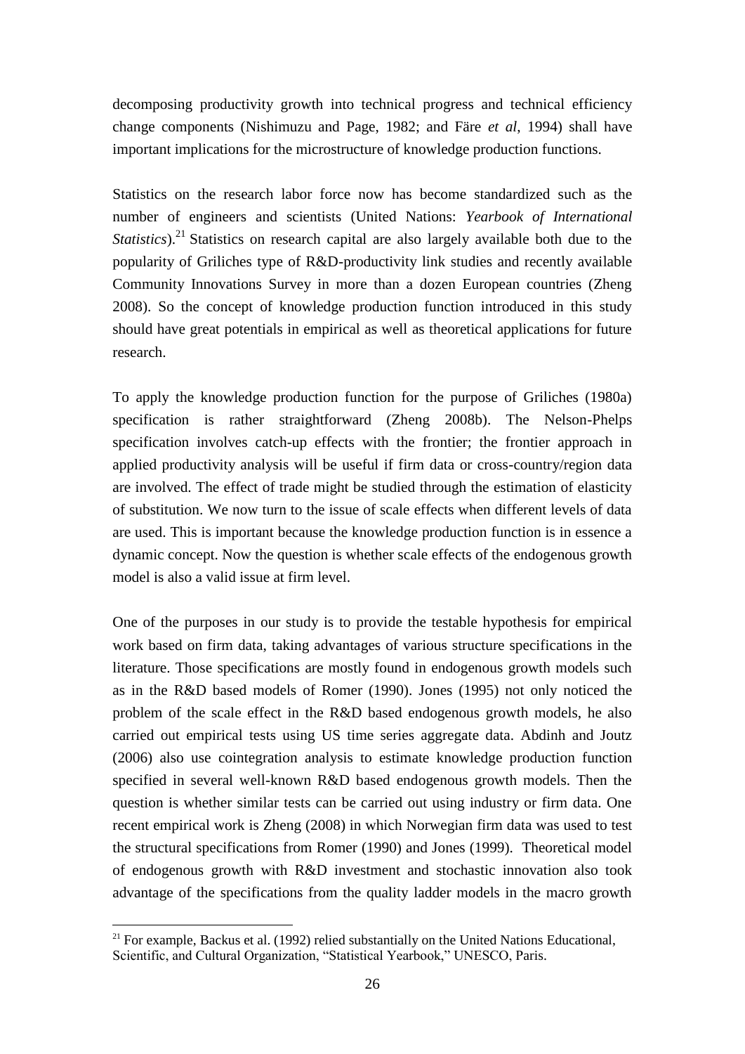decomposing productivity growth into technical progress and technical efficiency change components (Nishimuzu and Page, 1982; and Färe *et al*, 1994) shall have important implications for the microstructure of knowledge production functions.

Statistics on the research labor force now has become standardized such as the number of engineers and scientists (United Nations: *Yearbook of International Statistics*).[21] Statistics on research capital are also largely available both due to the popularity of Griliches type of R&D-productivity link studies and recently available Community Innovations Survey in more than a dozen European countries (Zheng 2008). So the concept of knowledge production function introduced in this study should have great potentials in empirical as well as theoretical applications for future research.

To apply the knowledge production function for the purpose of Griliches (1980a) specification is rather straightforward (Zheng 2008b). The Nelson-Phelps specification involves catch-up effects with the frontier; the frontier approach in applied productivity analysis will be useful if firm data or cross-country/region data are involved. The effect of trade might be studied through the estimation of elasticity of substitution. We now turn to the issue of scale effects when different levels of data are used. This is important because the knowledge production function is in essence a dynamic concept. Now the question is whether scale effects of the endogenous growth model is also a valid issue at firm level.

One of the purposes in our study is to provide the testable hypothesis for empirical work based on firm data, taking advantages of various structure specifications in the literature. Those specifications are mostly found in endogenous growth models such as in the R&D based models of Romer (1990). Jones (1995) not only noticed the problem of the scale effect in the R&D based endogenous growth models, he also carried out empirical tests using US time series aggregate data. Abdinh and Joutz (2006) also use cointegration analysis to estimate knowledge production function specified in several well-known R&D based endogenous growth models. Then the question is whether similar tests can be carried out using industry or firm data. One recent empirical work is Zheng (2008) in which Norwegian firm data was used to test the structural specifications from Romer (1990) and Jones (1999). Theoretical model of endogenous growth with R&D investment and stochastic innovation also took advantage of the specifications from the quality ladder models in the macro growth

[21] For example, Backus et al. (1992) relied substantially on the United Nations Educational, Scientific, and Cultural Organization, "Statistical Yearbook," UNESCO, Paris.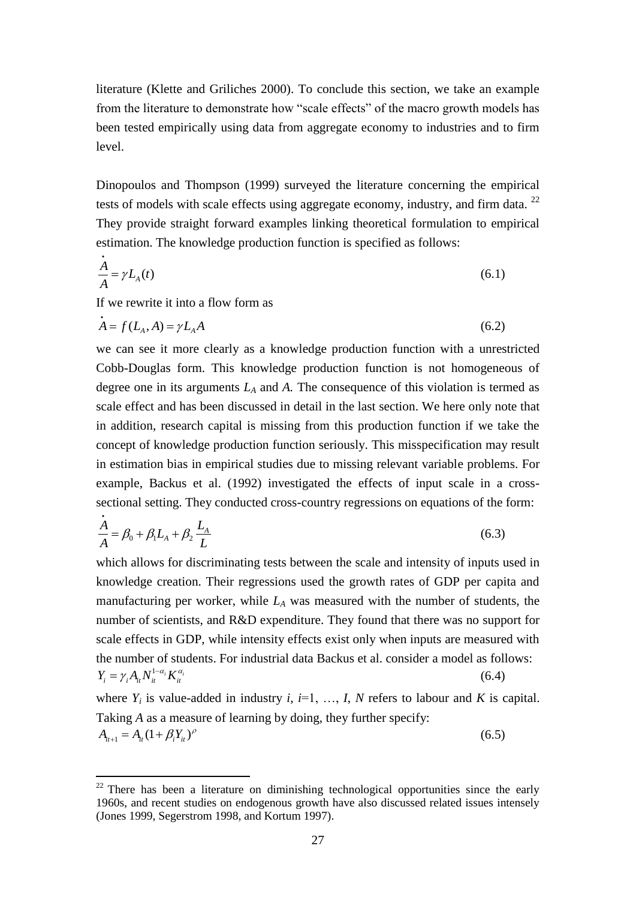literature (Klette and Griliches 2000). To conclude this section, we take an example from the literature to demonstrate how "scale effects" of the macro growth models has been tested empirically using data from aggregate economy to industries and to firm level.

Dinopoulos and Thompson (1999) surveyed the literature concerning the empirical tests of models with scale effects using aggregate economy, industry, and firm data. [22] They provide straight forward examples linking theoretical formulation to empirical estimation. The knowledge production function is specified as follows:

$$\frac{\dot{A}}{A} = \gamma L_A(t) \tag{6.1}$$

If we rewrite it into a flow form as

$$\dot{A} = f(L_A, A) = \gamma L_A A \tag{6.2}$$

we can see it more clearly as a knowledge production function with a unrestricted Cobb-Douglas form. This knowledge production function is not homogeneous of degree one in its arguments $L_A$ and $A$. The consequence of this violation is termed as scale effect and has been discussed in detail in the last section. We here only note that in addition, research capital is missing from this production function if we take the concept of knowledge production function seriously. This misspecification may result in estimation bias in empirical studies due to missing relevant variable problems. For example, Backus et al. (1992) investigated the effects of input scale in a cross-sectional setting. They conducted cross-country regressions on equations of the form:

$$\frac{\dot{A}}{A} = \beta_0 + \beta_1 L_A + \beta_2 \frac{L_A}{L} \tag{6.3}$$

which allows for discriminating tests between the scale and intensity of inputs used in knowledge creation. Their regressions used the growth rates of GDP per capita and manufacturing per worker, while $L_A$ was measured with the number of students, the number of scientists, and R&D expenditure. They found that there was no support for scale effects in GDP, while intensity effects exist only when inputs are measured with the number of students. For industrial data Backus et al. consider a model as follows:

$$Y_i = \gamma_i A_{it} N_{it}^{1-\alpha_i} K_{it}^{\alpha_i} \tag{6.4}$$

where $Y_i$ is value-added in industry $i$, $i$=1, …, $I$, $N$ refers to labour and $K$ is capital. Taking $A$ as a measure of learning by doing, they further specify:

$$A_{it+1} = A_{it}(1 + \beta_i Y_{it})^{\rho} \tag{6.5}$$

[22] There has been a literature on diminishing technological opportunities since the early 1960s, and recent studies on endogenous growth have also discussed related issues intensely (Jones 1999, Segerstrom 1998, and Kortum 1997).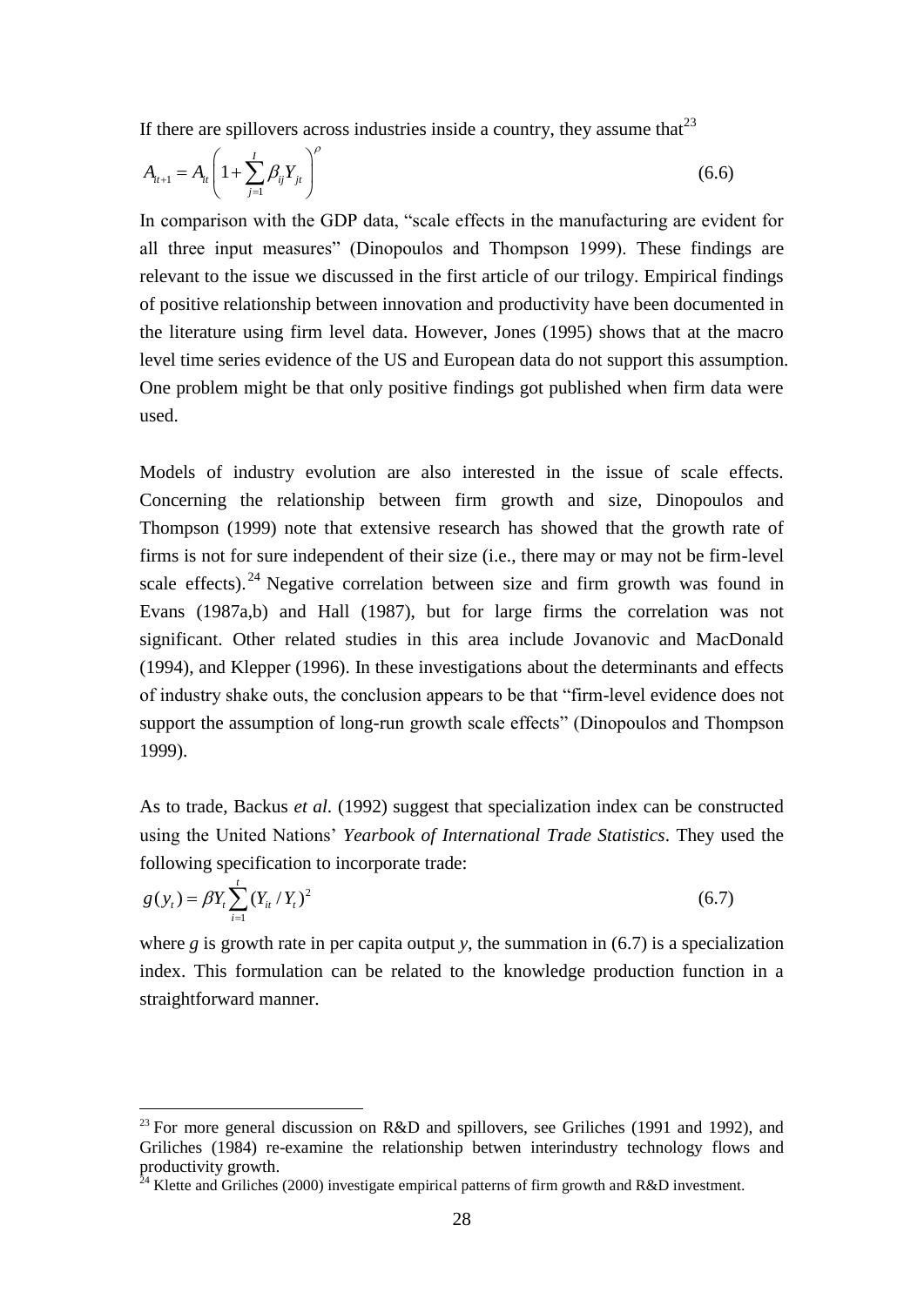If there are spillovers across industries inside a country, they assume that[23]

$$A_{it+1} = A_{it}\left(1 + \sum_{j=1}^{I} \beta_{ij} Y_{jt}\right)^{\rho} \tag{6.6}$$

In comparison with the GDP data, "scale effects in the manufacturing are evident for all three input measures" (Dinopoulos and Thompson 1999). These findings are relevant to the issue we discussed in the first article of our trilogy. Empirical findings of positive relationship between innovation and productivity have been documented in the literature using firm level data. However, Jones (1995) shows that at the macro level time series evidence of the US and European data do not support this assumption. One problem might be that only positive findings got published when firm data were used.

Models of industry evolution are also interested in the issue of scale effects. Concerning the relationship between firm growth and size, Dinopoulos and Thompson (1999) note that extensive research has showed that the growth rate of firms is not for sure independent of their size (i.e., there may or may not be firm-level scale effects).[24] Negative correlation between size and firm growth was found in Evans (1987a,b) and Hall (1987), but for large firms the correlation was not significant. Other related studies in this area include Jovanovic and MacDonald (1994), and Klepper (1996). In these investigations about the determinants and effects of industry shake outs, the conclusion appears to be that "firm-level evidence does not support the assumption of long-run growth scale effects" (Dinopoulos and Thompson 1999).

As to trade, Backus *et al.* (1992) suggest that specialization index can be constructed using the United Nations' *Yearbook of International Trade Statistics*. They used the following specification to incorporate trade:

$$g(y_t) = \beta Y_t \sum_{i=1}^{t} (Y_{it} / Y_t)^2 \tag{6.7}$$

where $g$ is growth rate in per capita output $y$, the summation in (6.7) is a specialization index. This formulation can be related to the knowledge production function in a straightforward manner.

[23] For more general discussion on R&D and spillovers, see Griliches (1991 and 1992), and Griliches (1984) re-examine the relationship betwen interindustry technology flows and productivity growth.

[24] Klette and Griliches (2000) investigate empirical patterns of firm growth and R&D investment.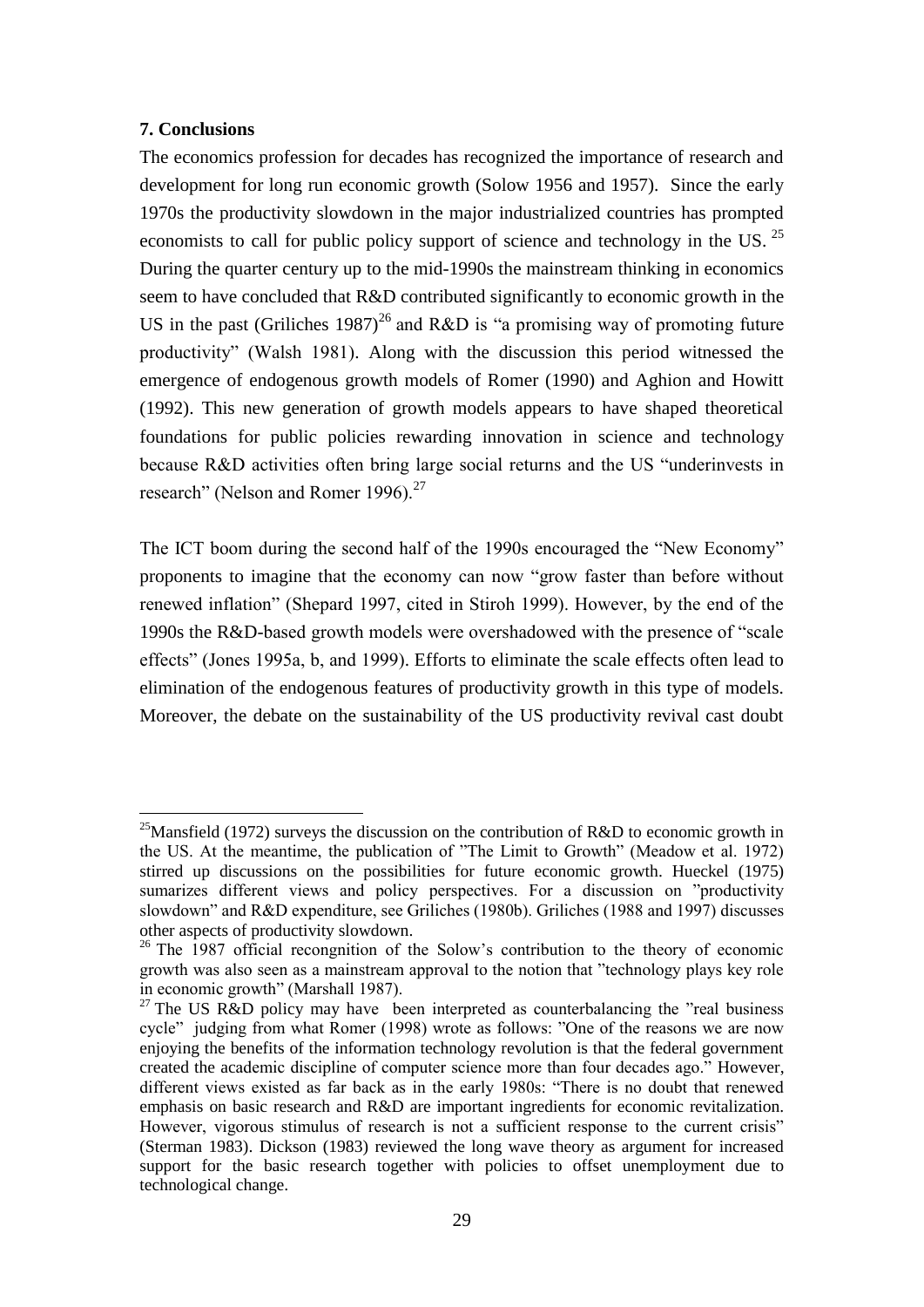## 7. Conclusions

The economics profession for decades has recognized the importance of research and development for long run economic growth (Solow 1956 and 1957). Since the early 1970s the productivity slowdown in the major industrialized countries has prompted economists to call for public policy support of science and technology in the US. [25] During the quarter century up to the mid-1990s the mainstream thinking in economics seem to have concluded that R&D contributed significantly to economic growth in the US in the past (Griliches 1987)[26] and R&D is "a promising way of promoting future productivity" (Walsh 1981). Along with the discussion this period witnessed the emergence of endogenous growth models of Romer (1990) and Aghion and Howitt (1992). This new generation of growth models appears to have shaped theoretical foundations for public policies rewarding innovation in science and technology because R&D activities often bring large social returns and the US "underinvests in research" (Nelson and Romer 1996).[27]

The ICT boom during the second half of the 1990s encouraged the "New Economy" proponents to imagine that the economy can now "grow faster than before without renewed inflation" (Shepard 1997, cited in Stiroh 1999). However, by the end of the 1990s the R&D-based growth models were overshadowed with the presence of "scale effects" (Jones 1995a, b, and 1999). Efforts to eliminate the scale effects often lead to elimination of the endogenous features of productivity growth in this type of models. Moreover, the debate on the sustainability of the US productivity revival cast doubt

---

[25] Mansfield (1972) surveys the discussion on the contribution of R&D to economic growth in the US. At the meantime, the publication of "The Limit to Growth" (Meadow et al. 1972) stirred up discussions on the possibilities for future economic growth. Hueckel (1975) sumarizes different views and policy perspectives. For a discussion on "productivity slowdown" and R&D expenditure, see Griliches (1980b). Griliches (1988 and 1997) discusses other aspects of productivity slowdown.

[26] The 1987 official recongnition of the Solow's contribution to the theory of economic growth was also seen as a mainstream approval to the notion that "technology plays key role in economic growth" (Marshall 1987).

[27] The US R&D policy may have been interpreted as counterbalancing the "real business cycle" judging from what Romer (1998) wrote as follows: "One of the reasons we are now enjoying the benefits of the information technology revolution is that the federal government created the academic discipline of computer science more than four decades ago." However, different views existed as far back as in the early 1980s: "There is no doubt that renewed emphasis on basic research and R&D are important ingredients for economic revitalization. However, vigorous stimulus of research is not a sufficient response to the current crisis" (Sterman 1983). Dickson (1983) reviewed the long wave theory as argument for increased support for the basic research together with policies to offset unemployment due to technological change.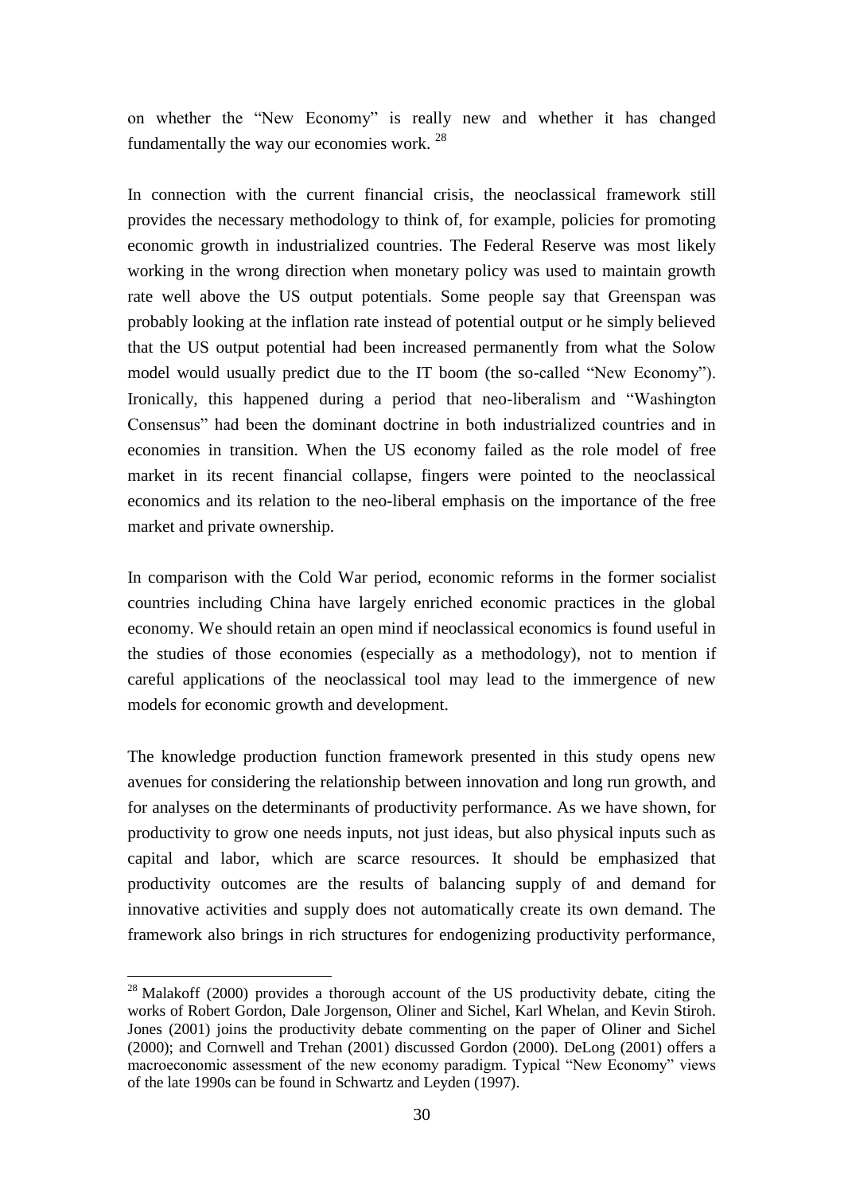on whether the "New Economy" is really new and whether it has changed fundamentally the way our economies work. [28]

In connection with the current financial crisis, the neoclassical framework still provides the necessary methodology to think of, for example, policies for promoting economic growth in industrialized countries. The Federal Reserve was most likely working in the wrong direction when monetary policy was used to maintain growth rate well above the US output potentials. Some people say that Greenspan was probably looking at the inflation rate instead of potential output or he simply believed that the US output potential had been increased permanently from what the Solow model would usually predict due to the IT boom (the so-called "New Economy"). Ironically, this happened during a period that neo-liberalism and "Washington Consensus" had been the dominant doctrine in both industrialized countries and in economies in transition. When the US economy failed as the role model of free market in its recent financial collapse, fingers were pointed to the neoclassical economics and its relation to the neo-liberal emphasis on the importance of the free market and private ownership.

In comparison with the Cold War period, economic reforms in the former socialist countries including China have largely enriched economic practices in the global economy. We should retain an open mind if neoclassical economics is found useful in the studies of those economies (especially as a methodology), not to mention if careful applications of the neoclassical tool may lead to the immergence of new models for economic growth and development.

The knowledge production function framework presented in this study opens new avenues for considering the relationship between innovation and long run growth, and for analyses on the determinants of productivity performance. As we have shown, for productivity to grow one needs inputs, not just ideas, but also physical inputs such as capital and labor, which are scarce resources. It should be emphasized that productivity outcomes are the results of balancing supply of and demand for innovative activities and supply does not automatically create its own demand. The framework also brings in rich structures for endogenizing productivity performance,

---

[28] Malakoff (2000) provides a thorough account of the US productivity debate, citing the works of Robert Gordon, Dale Jorgenson, Oliner and Sichel, Karl Whelan, and Kevin Stiroh. Jones (2001) joins the productivity debate commenting on the paper of Oliner and Sichel (2000); and Cornwell and Trehan (2001) discussed Gordon (2000). DeLong (2001) offers a macroeconomic assessment of the new economy paradigm. Typical "New Economy" views of the late 1990s can be found in Schwartz and Leyden (1997).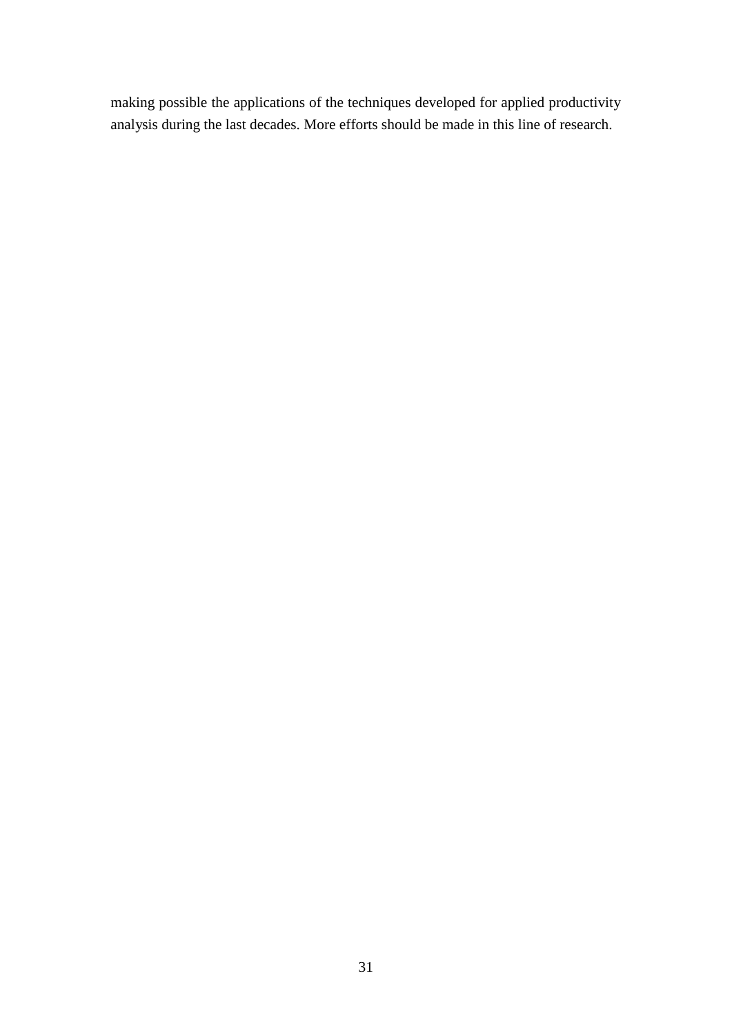making possible the applications of the techniques developed for applied productivity analysis during the last decades. More efforts should be made in this line of research.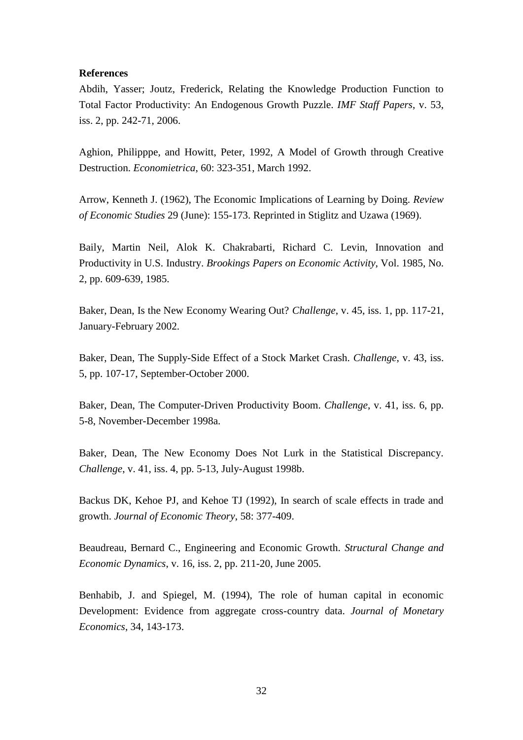**References**

Abdih, Yasser; Joutz, Frederick, Relating the Knowledge Production Function to Total Factor Productivity: An Endogenous Growth Puzzle. *IMF Staff Papers*, v. 53, iss. 2, pp. 242-71, 2006.

Aghion, Philipppe, and Howitt, Peter, 1992, A Model of Growth through Creative Destruction. *Economietrica*, 60: 323-351, March 1992.

Arrow, Kenneth J. (1962), The Economic Implications of Learning by Doing. *Review of Economic Studies* 29 (June): 155-173. Reprinted in Stiglitz and Uzawa (1969).

Baily, Martin Neil, Alok K. Chakrabarti, Richard C. Levin, Innovation and Productivity in U.S. Industry. *Brookings Papers on Economic Activity*, Vol. 1985, No. 2, pp. 609-639, 1985.

Baker, Dean, Is the New Economy Wearing Out? *Challenge*, v. 45, iss. 1, pp. 117-21, January-February 2002.

Baker, Dean, The Supply-Side Effect of a Stock Market Crash. *Challenge*, v. 43, iss. 5, pp. 107-17, September-October 2000.

Baker, Dean, The Computer-Driven Productivity Boom. *Challenge*, v. 41, iss. 6, pp. 5-8, November-December 1998a.

Baker, Dean, The New Economy Does Not Lurk in the Statistical Discrepancy. *Challenge*, v. 41, iss. 4, pp. 5-13, July-August 1998b.

Backus DK, Kehoe PJ, and Kehoe TJ (1992), In search of scale effects in trade and growth. *Journal of Economic Theory*, 58: 377-409.

Beaudreau, Bernard C., Engineering and Economic Growth. *Structural Change and Economic Dynamics*, v. 16, iss. 2, pp. 211-20, June 2005.

Benhabib, J. and Spiegel, M. (1994), The role of human capital in economic Development: Evidence from aggregate cross-country data. *Journal of Monetary Economics*, 34, 143-173.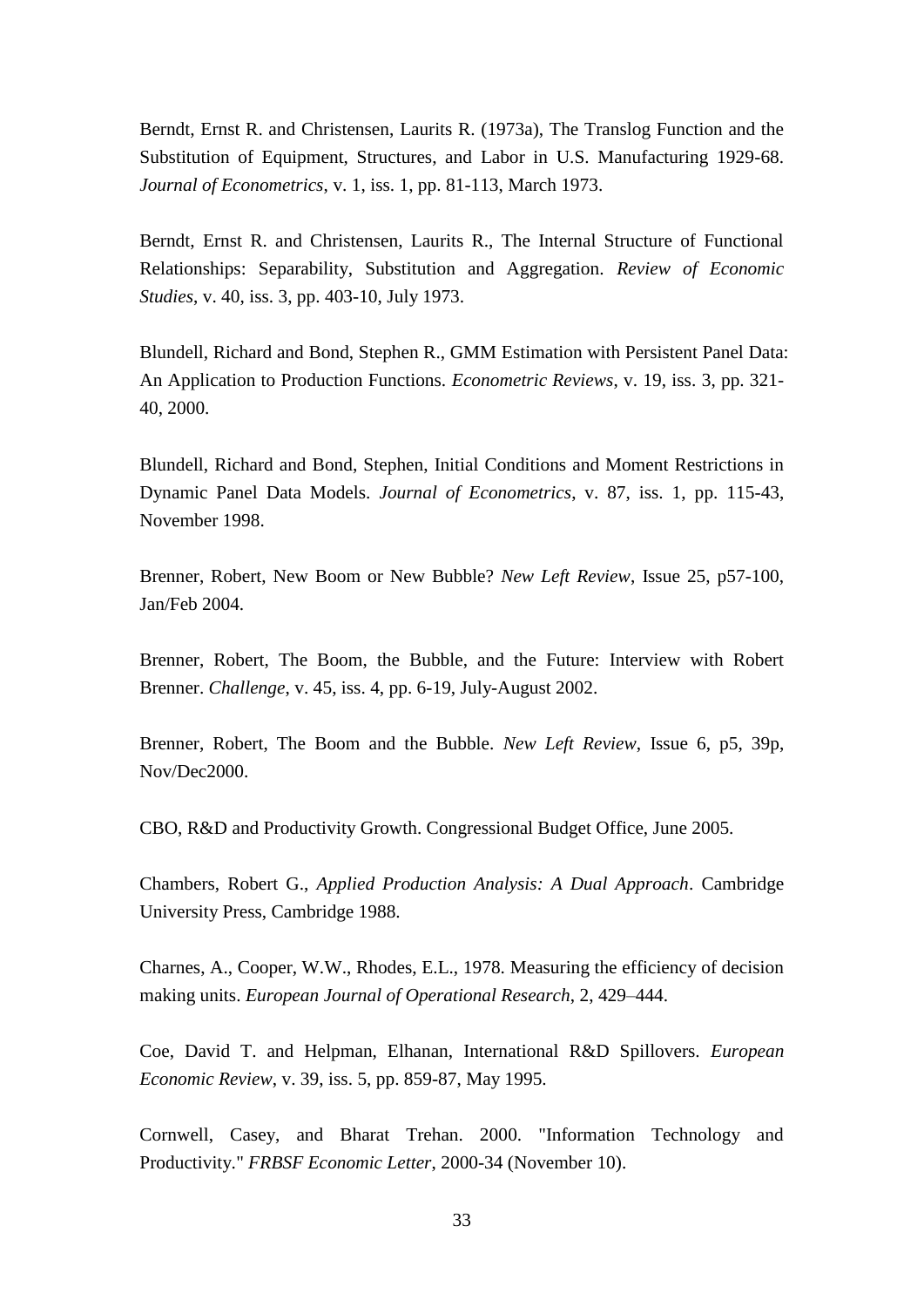Berndt, Ernst R. and Christensen, Laurits R. (1973a), The Translog Function and the Substitution of Equipment, Structures, and Labor in U.S. Manufacturing 1929-68. *Journal of Econometrics*, v. 1, iss. 1, pp. 81-113, March 1973.

Berndt, Ernst R. and Christensen, Laurits R., The Internal Structure of Functional Relationships: Separability, Substitution and Aggregation. *Review of Economic Studies*, v. 40, iss. 3, pp. 403-10, July 1973.

Blundell, Richard and Bond, Stephen R., GMM Estimation with Persistent Panel Data: An Application to Production Functions. *Econometric Reviews*, v. 19, iss. 3, pp. 321-40, 2000.

Blundell, Richard and Bond, Stephen, Initial Conditions and Moment Restrictions in Dynamic Panel Data Models. *Journal of Econometrics*, v. 87, iss. 1, pp. 115-43, November 1998.

Brenner, Robert, New Boom or New Bubble? *New Left Review*, Issue 25, p57-100, Jan/Feb 2004.

Brenner, Robert, The Boom, the Bubble, and the Future: Interview with Robert Brenner. *Challenge*, v. 45, iss. 4, pp. 6-19, July-August 2002.

Brenner, Robert, The Boom and the Bubble. *New Left Review*, Issue 6, p5, 39p, Nov/Dec2000.

CBO, R&D and Productivity Growth. Congressional Budget Office, June 2005.

Chambers, Robert G., *Applied Production Analysis: A Dual Approach*. Cambridge University Press, Cambridge 1988.

Charnes, A., Cooper, W.W., Rhodes, E.L., 1978. Measuring the efficiency of decision making units. *European Journal of Operational Research*, 2, 429–444.

Coe, David T. and Helpman, Elhanan, International R&D Spillovers. *European Economic Review*, v. 39, iss. 5, pp. 859-87, May 1995.

Cornwell, Casey, and Bharat Trehan. 2000. "Information Technology and Productivity." *FRBSF Economic Letter*, 2000-34 (November 10).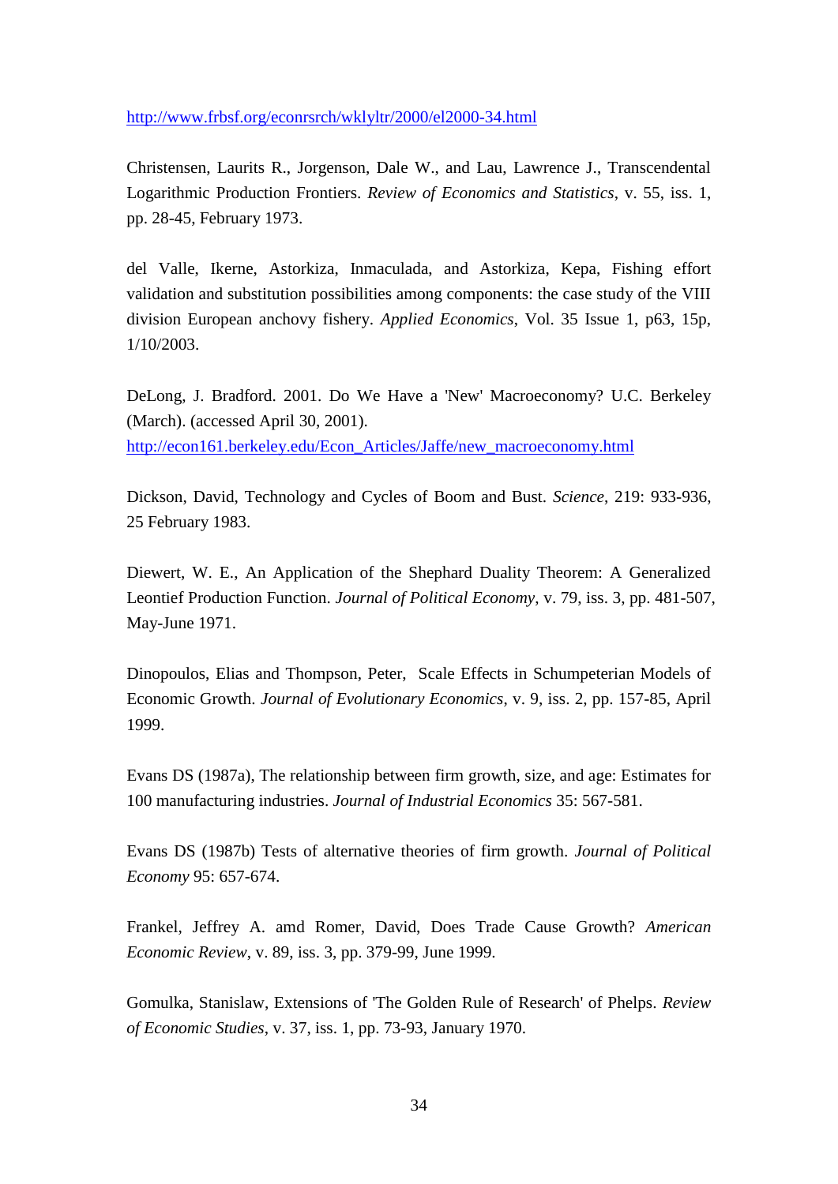http://www.frbsf.org/econrsrch/wklyltr/2000/el2000-34.html

Christensen, Laurits R., Jorgenson, Dale W., and Lau, Lawrence J., Transcendental Logarithmic Production Frontiers. *Review of Economics and Statistics*, v. 55, iss. 1, pp. 28-45, February 1973.

del Valle, Ikerne, Astorkiza, Inmaculada, and Astorkiza, Kepa, Fishing effort validation and substitution possibilities among components: the case study of the VIII division European anchovy fishery. *Applied Economics*, Vol. 35 Issue 1, p63, 15p, 1/10/2003.

DeLong, J. Bradford. 2001. Do We Have a 'New' Macroeconomy? U.C. Berkeley (March). (accessed April 30, 2001).
http://econ161.berkeley.edu/Econ_Articles/Jaffe/new_macroeconomy.html

Dickson, David, Technology and Cycles of Boom and Bust. *Science*, 219: 933-936, 25 February 1983.

Diewert, W. E., An Application of the Shephard Duality Theorem: A Generalized Leontief Production Function. *Journal of Political Economy*, v. 79, iss. 3, pp. 481-507, May-June 1971.

Dinopoulos, Elias and Thompson, Peter, Scale Effects in Schumpeterian Models of Economic Growth. *Journal of Evolutionary Economics*, v. 9, iss. 2, pp. 157-85, April 1999.

Evans DS (1987a), The relationship between firm growth, size, and age: Estimates for 100 manufacturing industries. *Journal of Industrial Economics* 35: 567-581.

Evans DS (1987b) Tests of alternative theories of firm growth. *Journal of Political Economy* 95: 657-674.

Frankel, Jeffrey A. amd Romer, David, Does Trade Cause Growth? *American Economic Review*, v. 89, iss. 3, pp. 379-99, June 1999.

Gomulka, Stanislaw, Extensions of 'The Golden Rule of Research' of Phelps. *Review of Economic Studies*, v. 37, iss. 1, pp. 73-93, January 1970.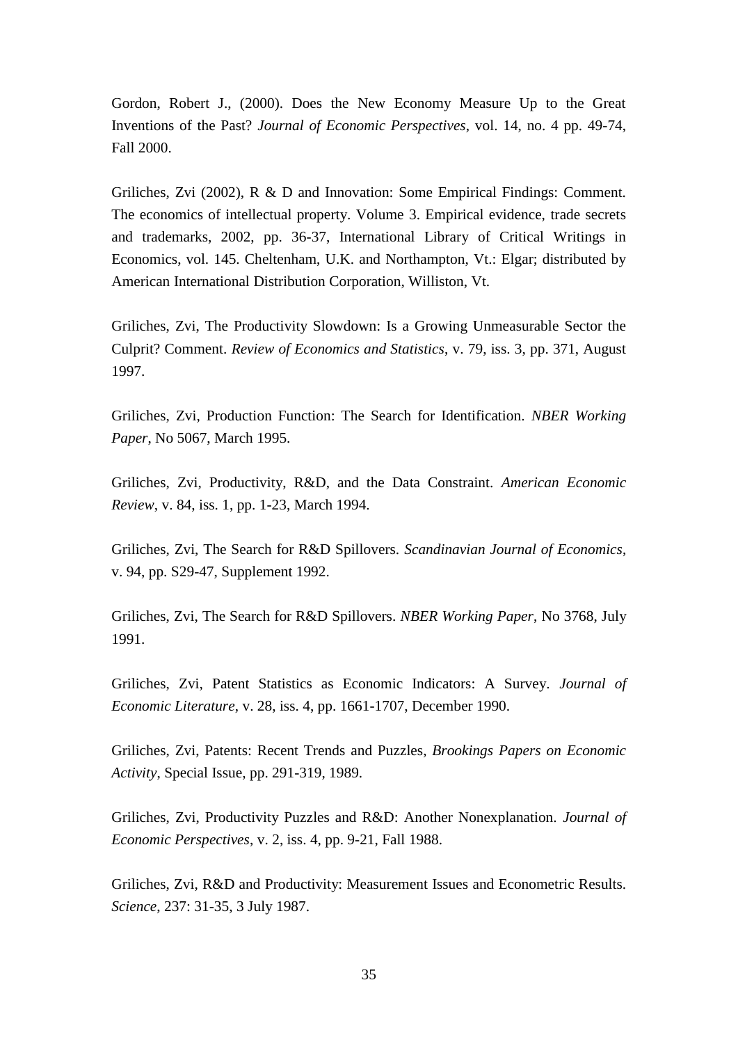Gordon, Robert J., (2000). Does the New Economy Measure Up to the Great Inventions of the Past? *Journal of Economic Perspectives*, vol. 14, no. 4 pp. 49-74, Fall 2000.

Griliches, Zvi (2002), R & D and Innovation: Some Empirical Findings: Comment. The economics of intellectual property. Volume 3. Empirical evidence, trade secrets and trademarks, 2002, pp. 36-37, International Library of Critical Writings in Economics, vol. 145. Cheltenham, U.K. and Northampton, Vt.: Elgar; distributed by American International Distribution Corporation, Williston, Vt.

Griliches, Zvi, The Productivity Slowdown: Is a Growing Unmeasurable Sector the Culprit? Comment. *Review of Economics and Statistics*, v. 79, iss. 3, pp. 371, August 1997.

Griliches, Zvi, Production Function: The Search for Identification. *NBER Working Paper*, No 5067, March 1995.

Griliches, Zvi, Productivity, R&D, and the Data Constraint. *American Economic Review*, v. 84, iss. 1, pp. 1-23, March 1994.

Griliches, Zvi, The Search for R&D Spillovers. *Scandinavian Journal of Economics*, v. 94, pp. S29-47, Supplement 1992.

Griliches, Zvi, The Search for R&D Spillovers. *NBER Working Paper*, No 3768, July 1991.

Griliches, Zvi, Patent Statistics as Economic Indicators: A Survey. *Journal of Economic Literature*, v. 28, iss. 4, pp. 1661-1707, December 1990.

Griliches, Zvi, Patents: Recent Trends and Puzzles, *Brookings Papers on Economic Activity*, Special Issue, pp. 291-319, 1989.

Griliches, Zvi, Productivity Puzzles and R&D: Another Nonexplanation. *Journal of Economic Perspectives*, v. 2, iss. 4, pp. 9-21, Fall 1988.

Griliches, Zvi, R&D and Productivity: Measurement Issues and Econometric Results. *Science*, 237: 31-35, 3 July 1987.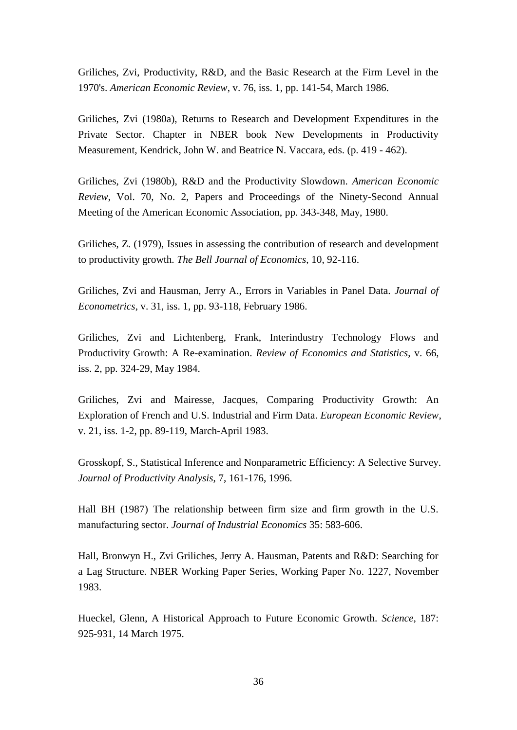Griliches, Zvi, Productivity, R&D, and the Basic Research at the Firm Level in the 1970's. *American Economic Review*, v. 76, iss. 1, pp. 141-54, March 1986.

Griliches, Zvi (1980a), Returns to Research and Development Expenditures in the Private Sector. Chapter in NBER book New Developments in Productivity Measurement, Kendrick, John W. and Beatrice N. Vaccara, eds. (p. 419 - 462).

Griliches, Zvi (1980b), R&D and the Productivity Slowdown. *American Economic Review*, Vol. 70, No. 2, Papers and Proceedings of the Ninety-Second Annual Meeting of the American Economic Association, pp. 343-348, May, 1980.

Griliches, Z. (1979), Issues in assessing the contribution of research and development to productivity growth. *The Bell Journal of Economics*, 10, 92-116.

Griliches, Zvi and Hausman, Jerry A., Errors in Variables in Panel Data. *Journal of Econometrics*, v. 31, iss. 1, pp. 93-118, February 1986.

Griliches, Zvi and Lichtenberg, Frank, Interindustry Technology Flows and Productivity Growth: A Re-examination. *Review of Economics and Statistics*, v. 66, iss. 2, pp. 324-29, May 1984.

Griliches, Zvi and Mairesse, Jacques, Comparing Productivity Growth: An Exploration of French and U.S. Industrial and Firm Data. *European Economic Review*, v. 21, iss. 1-2, pp. 89-119, March-April 1983.

Grosskopf, S., Statistical Inference and Nonparametric Efficiency: A Selective Survey. *Journal of Productivity Analysis*, 7, 161-176, 1996.

Hall BH (1987) The relationship between firm size and firm growth in the U.S. manufacturing sector. *Journal of Industrial Economics* 35: 583-606.

Hall, Bronwyn H., Zvi Griliches, Jerry A. Hausman, Patents and R&D: Searching for a Lag Structure. NBER Working Paper Series, Working Paper No. 1227, November 1983.

Hueckel, Glenn, A Historical Approach to Future Economic Growth. *Science*, 187: 925-931, 14 March 1975.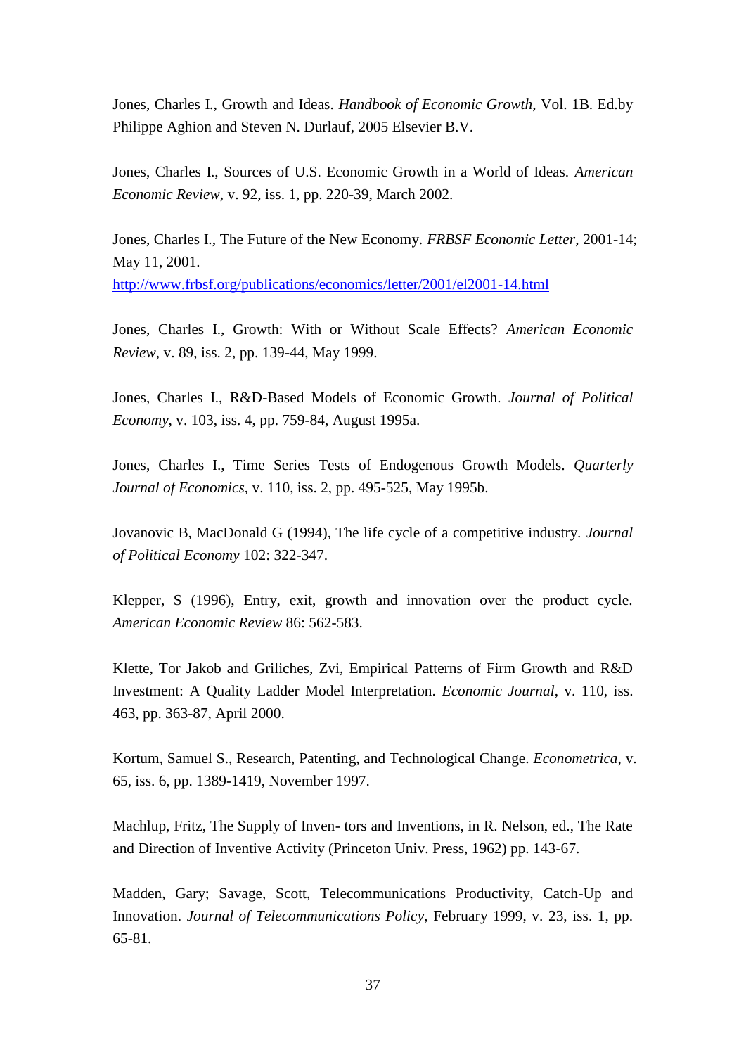Jones, Charles I., Growth and Ideas. *Handbook of Economic Growth*, Vol. 1B. Ed.by Philippe Aghion and Steven N. Durlauf, 2005 Elsevier B.V.

Jones, Charles I., Sources of U.S. Economic Growth in a World of Ideas. *American Economic Review*, v. 92, iss. 1, pp. 220-39, March 2002.

Jones, Charles I., The Future of the New Economy. *FRBSF Economic Letter*, 2001-14; May 11, 2001.
http://www.frbsf.org/publications/economics/letter/2001/el2001-14.html

Jones, Charles I., Growth: With or Without Scale Effects? *American Economic Review*, v. 89, iss. 2, pp. 139-44, May 1999.

Jones, Charles I., R&D-Based Models of Economic Growth. *Journal of Political Economy*, v. 103, iss. 4, pp. 759-84, August 1995a.

Jones, Charles I., Time Series Tests of Endogenous Growth Models. *Quarterly Journal of Economics*, v. 110, iss. 2, pp. 495-525, May 1995b.

Jovanovic B, MacDonald G (1994), The life cycle of a competitive industry. *Journal of Political Economy* 102: 322-347.

Klepper, S (1996), Entry, exit, growth and innovation over the product cycle. *American Economic Review* 86: 562-583.

Klette, Tor Jakob and Griliches, Zvi, Empirical Patterns of Firm Growth and R&D Investment: A Quality Ladder Model Interpretation. *Economic Journal*, v. 110, iss. 463, pp. 363-87, April 2000.

Kortum, Samuel S., Research, Patenting, and Technological Change. *Econometrica*, v. 65, iss. 6, pp. 1389-1419, November 1997.

Machlup, Fritz, The Supply of Inven- tors and Inventions, in R. Nelson, ed., The Rate and Direction of Inventive Activity (Princeton Univ. Press, 1962) pp. 143-67.

Madden, Gary; Savage, Scott, Telecommunications Productivity, Catch-Up and Innovation. *Journal of Telecommunications Policy*, February 1999, v. 23, iss. 1, pp. 65-81.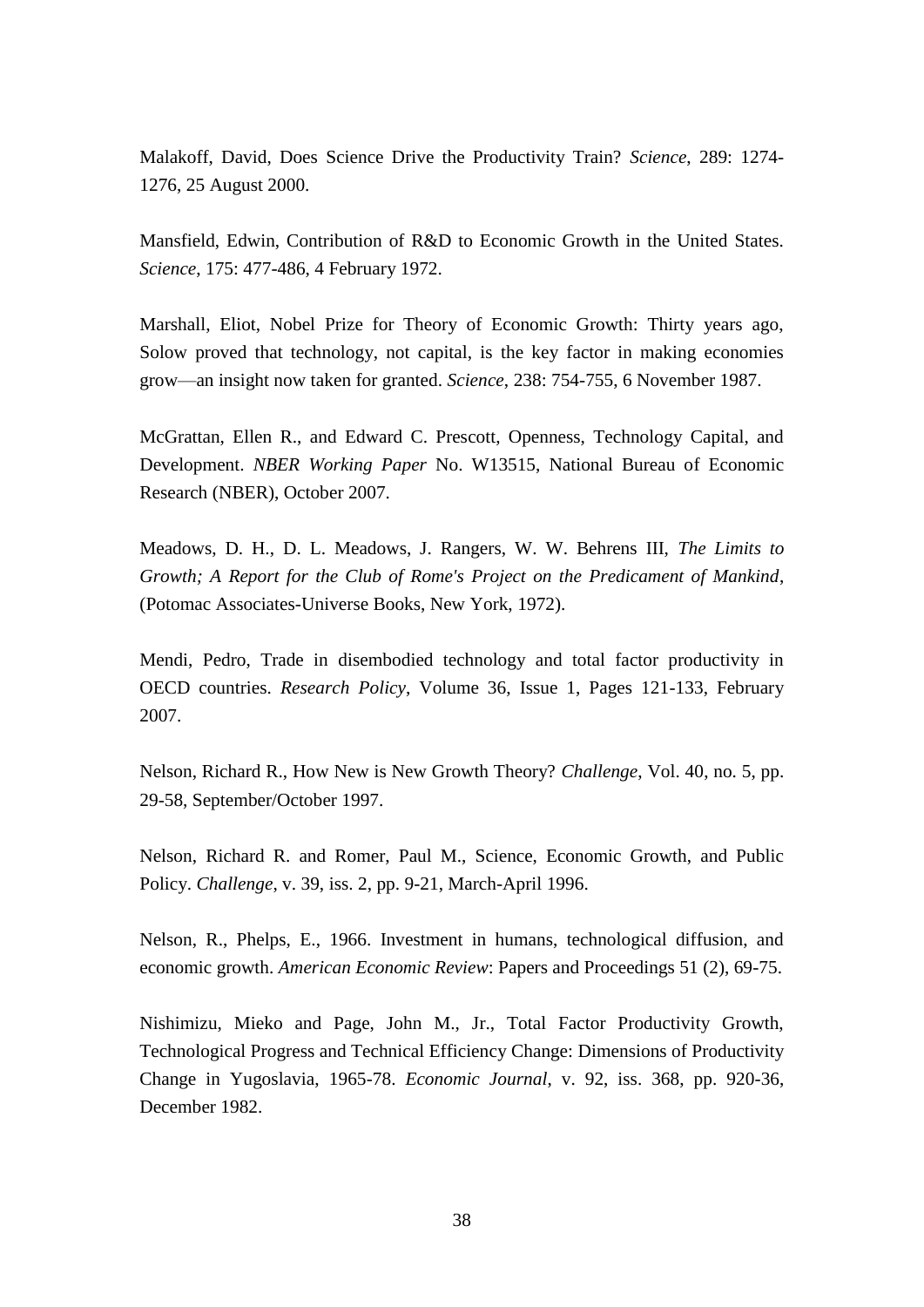Malakoff, David, Does Science Drive the Productivity Train? *Science*, 289: 1274-1276, 25 August 2000.

Mansfield, Edwin, Contribution of R&D to Economic Growth in the United States. *Science*, 175: 477-486, 4 February 1972.

Marshall, Eliot, Nobel Prize for Theory of Economic Growth: Thirty years ago, Solow proved that technology, not capital, is the key factor in making economies grow—an insight now taken for granted. *Science*, 238: 754-755, 6 November 1987.

McGrattan, Ellen R., and Edward C. Prescott, Openness, Technology Capital, and Development. *NBER Working Paper* No. W13515, National Bureau of Economic Research (NBER), October 2007.

Meadows, D. H., D. L. Meadows, J. Rangers, W. W. Behrens III, *The Limits to Growth; A Report for the Club of Rome's Project on the Predicament of Mankind*, (Potomac Associates-Universe Books, New York, 1972).

Mendi, Pedro, Trade in disembodied technology and total factor productivity in OECD countries. *Research Policy*, Volume 36, Issue 1, Pages 121-133, February 2007.

Nelson, Richard R., How New is New Growth Theory? *Challenge*, Vol. 40, no. 5, pp. 29-58, September/October 1997.

Nelson, Richard R. and Romer, Paul M., Science, Economic Growth, and Public Policy. *Challenge*, v. 39, iss. 2, pp. 9-21, March-April 1996.

Nelson, R., Phelps, E., 1966. Investment in humans, technological diffusion, and economic growth. *American Economic Review*: Papers and Proceedings 51 (2), 69-75.

Nishimizu, Mieko and Page, John M., Jr., Total Factor Productivity Growth, Technological Progress and Technical Efficiency Change: Dimensions of Productivity Change in Yugoslavia, 1965-78. *Economic Journal*, v. 92, iss. 368, pp. 920-36, December 1982.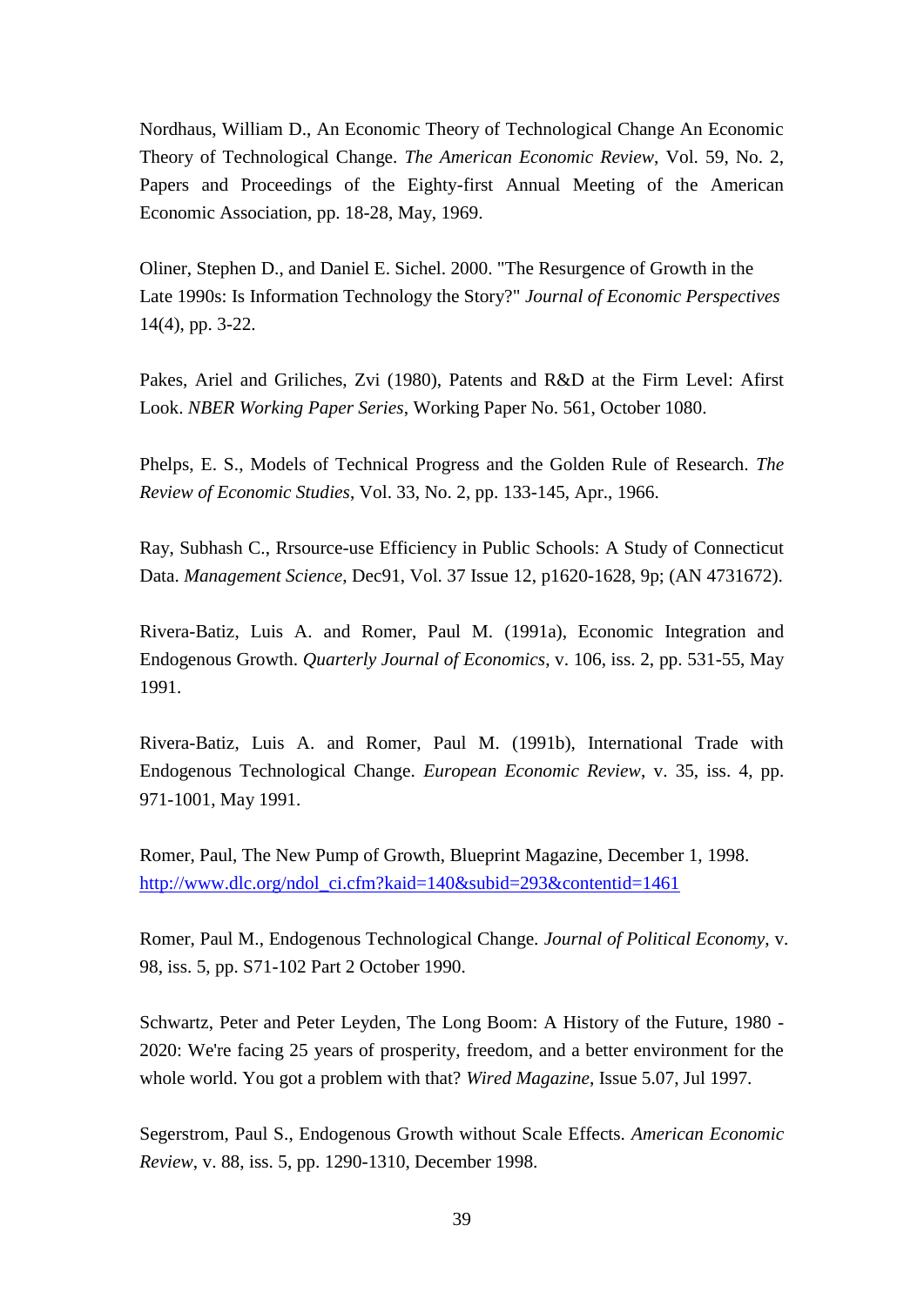Nordhaus, William D., An Economic Theory of Technological Change An Economic Theory of Technological Change. *The American Economic Review*, Vol. 59, No. 2, Papers and Proceedings of the Eighty-first Annual Meeting of the American Economic Association, pp. 18-28, May, 1969.

Oliner, Stephen D., and Daniel E. Sichel. 2000. "The Resurgence of Growth in the Late 1990s: Is Information Technology the Story?" *Journal of Economic Perspectives* 14(4), pp. 3-22.

Pakes, Ariel and Griliches, Zvi (1980), Patents and R&D at the Firm Level: Afirst Look. *NBER Working Paper Series*, Working Paper No. 561, October 1080.

Phelps, E. S., Models of Technical Progress and the Golden Rule of Research. *The Review of Economic Studies*, Vol. 33, No. 2, pp. 133-145, Apr., 1966.

Ray, Subhash C., Rrsource-use Efficiency in Public Schools: A Study of Connecticut Data. *Management Science*, Dec91, Vol. 37 Issue 12, p1620-1628, 9p; (AN 4731672).

Rivera-Batiz, Luis A. and Romer, Paul M. (1991a), Economic Integration and Endogenous Growth. *Quarterly Journal of Economics*, v. 106, iss. 2, pp. 531-55, May 1991.

Rivera-Batiz, Luis A. and Romer, Paul M. (1991b), International Trade with Endogenous Technological Change. *European Economic Review*, v. 35, iss. 4, pp. 971-1001, May 1991.

Romer, Paul, The New Pump of Growth, Blueprint Magazine, December 1, 1998. http://www.dlc.org/ndol_ci.cfm?kaid=140&subid=293&contentid=1461

Romer, Paul M., Endogenous Technological Change. *Journal of Political Economy*, v. 98, iss. 5, pp. S71-102 Part 2 October 1990.

Schwartz, Peter and Peter Leyden, The Long Boom: A History of the Future, 1980 - 2020: We're facing 25 years of prosperity, freedom, and a better environment for the whole world. You got a problem with that? *Wired Magazine*, Issue 5.07, Jul 1997.

Segerstrom, Paul S., Endogenous Growth without Scale Effects. *American Economic Review*, v. 88, iss. 5, pp. 1290-1310, December 1998.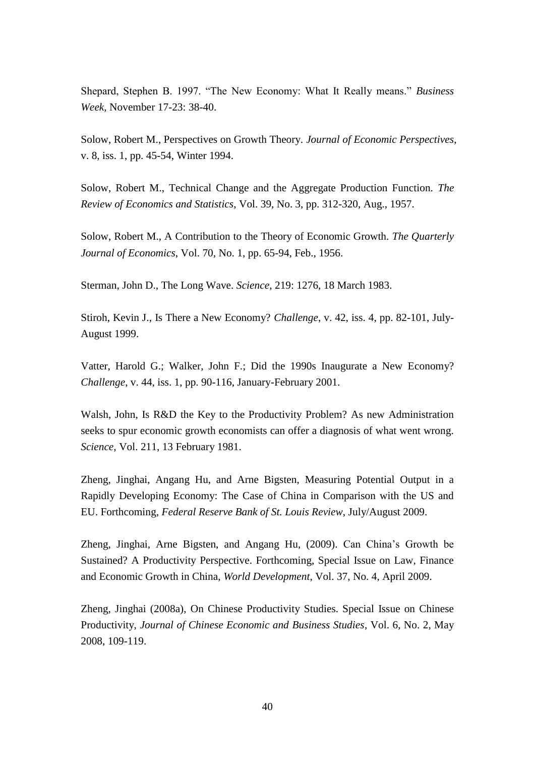Shepard, Stephen B. 1997. "The New Economy: What It Really means." *Business Week*, November 17-23: 38-40.

Solow, Robert M., Perspectives on Growth Theory. *Journal of Economic Perspectives*, v. 8, iss. 1, pp. 45-54, Winter 1994.

Solow, Robert M., Technical Change and the Aggregate Production Function. *The Review of Economics and Statistics*, Vol. 39, No. 3, pp. 312-320, Aug., 1957.

Solow, Robert M., A Contribution to the Theory of Economic Growth. *The Quarterly Journal of Economics*, Vol. 70, No. 1, pp. 65-94, Feb., 1956.

Sterman, John D., The Long Wave. *Science*, 219: 1276, 18 March 1983.

Stiroh, Kevin J., Is There a New Economy? *Challenge*, v. 42, iss. 4, pp. 82-101, July-August 1999.

Vatter, Harold G.; Walker, John F.; Did the 1990s Inaugurate a New Economy? *Challenge*, v. 44, iss. 1, pp. 90-116, January-February 2001.

Walsh, John, Is R&D the Key to the Productivity Problem? As new Administration seeks to spur economic growth economists can offer a diagnosis of what went wrong. *Science*, Vol. 211, 13 February 1981.

Zheng, Jinghai, Angang Hu, and Arne Bigsten, Measuring Potential Output in a Rapidly Developing Economy: The Case of China in Comparison with the US and EU. Forthcoming, *Federal Reserve Bank of St. Louis Review*, July/August 2009.

Zheng, Jinghai, Arne Bigsten, and Angang Hu, (2009). Can China's Growth be Sustained? A Productivity Perspective. Forthcoming, Special Issue on Law, Finance and Economic Growth in China, *World Development*, Vol. 37, No. 4, April 2009.

Zheng, Jinghai (2008a), On Chinese Productivity Studies. Special Issue on Chinese Productivity, *Journal of Chinese Economic and Business Studies*, Vol. 6, No. 2, May 2008, 109-119.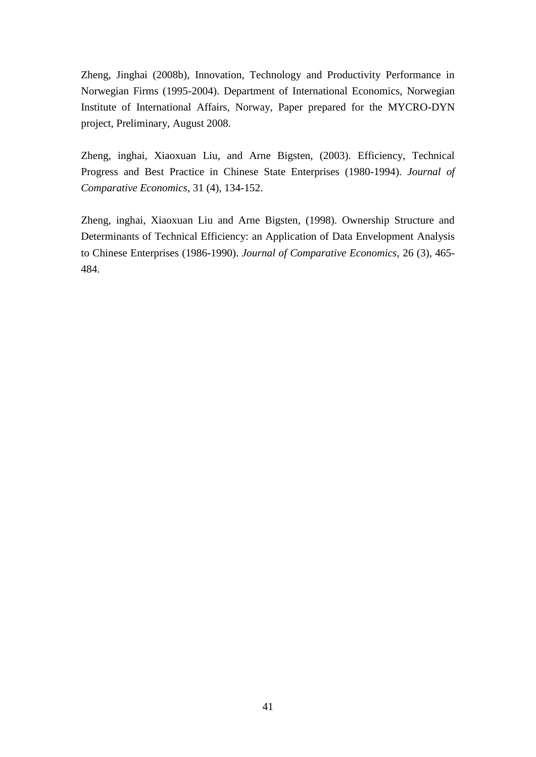Zheng, Jinghai (2008b), Innovation, Technology and Productivity Performance in Norwegian Firms (1995-2004). Department of International Economics, Norwegian Institute of International Affairs, Norway, Paper prepared for the MYCRO-DYN project, Preliminary, August 2008.

Zheng, inghai, Xiaoxuan Liu, and Arne Bigsten, (2003). Efficiency, Technical Progress and Best Practice in Chinese State Enterprises (1980-1994). *Journal of Comparative Economics*, 31 (4), 134-152.

Zheng, inghai, Xiaoxuan Liu and Arne Bigsten, (1998). Ownership Structure and Determinants of Technical Efficiency: an Application of Data Envelopment Analysis to Chinese Enterprises (1986-1990). *Journal of Comparative Economics*, 26 (3), 465-484.